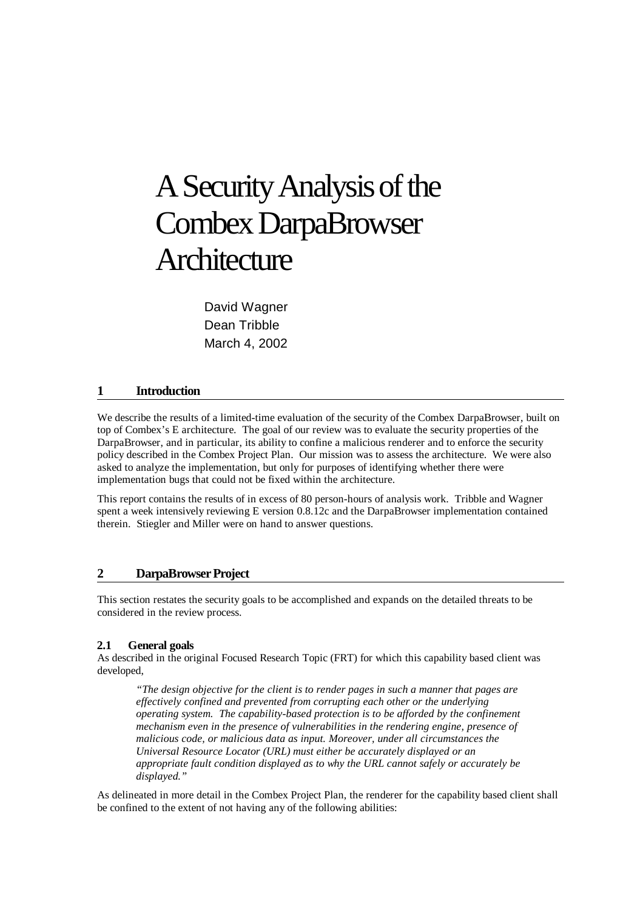# A Security Analysis of the Combex DarpaBrowser Architecture

David Wagner
Dean Tribble
March 4, 2002

## 1 Introduction

We describe the results of a limited-time evaluation of the security of the Combex DarpaBrowser, built on top of Combex's E architecture. The goal of our review was to evaluate the security properties of the DarpaBrowser, and in particular, its ability to confine a malicious renderer and to enforce the security policy described in the Combex Project Plan. Our mission was to assess the architecture. We were also asked to analyze the implementation, but only for purposes of identifying whether there were implementation bugs that could not be fixed within the architecture.

This report contains the results of in excess of 80 person-hours of analysis work. Tribble and Wagner spent a week intensively reviewing E version 0.8.12c and the DarpaBrowser implementation contained therein. Stiegler and Miller were on hand to answer questions.

## 2 DarpaBrowser Project

This section restates the security goals to be accomplished and expands on the detailed threats to be considered in the review process.

### 2.1 General goals

As described in the original Focused Research Topic (FRT) for which this capability based client was developed,

> *"The design objective for the client is to render pages in such a manner that pages are effectively confined and prevented from corrupting each other or the underlying operating system. The capability-based protection is to be afforded by the confinement mechanism even in the presence of vulnerabilities in the rendering engine, presence of malicious code, or malicious data as input. Moreover, under all circumstances the Universal Resource Locator (URL) must either be accurately displayed or an appropriate fault condition displayed as to why the URL cannot safely or accurately be displayed."*

As delineated in more detail in the Combex Project Plan, the renderer for the capability based client shall be confined to the extent of not having any of the following abilities: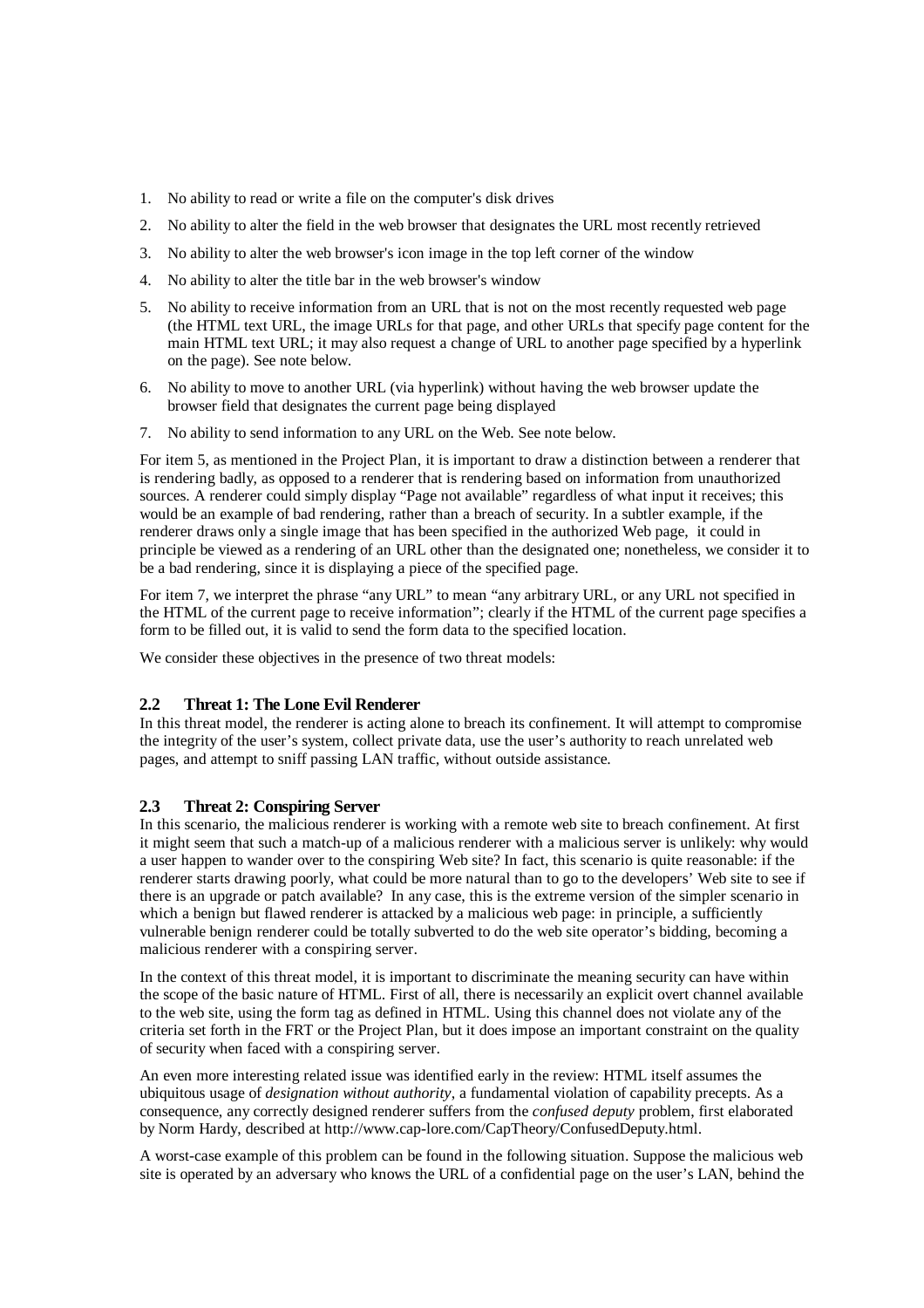1. No ability to read or write a file on the computer's disk drives
2. No ability to alter the field in the web browser that designates the URL most recently retrieved
3. No ability to alter the web browser's icon image in the top left corner of the window
4. No ability to alter the title bar in the web browser's window
5. No ability to receive information from an URL that is not on the most recently requested web page (the HTML text URL, the image URLs for that page, and other URLs that specify page content for the main HTML text URL; it may also request a change of URL to another page specified by a hyperlink on the page). See note below.
6. No ability to move to another URL (via hyperlink) without having the web browser update the browser field that designates the current page being displayed
7. No ability to send information to any URL on the Web. See note below.

For item 5, as mentioned in the Project Plan, it is important to draw a distinction between a renderer that is rendering badly, as opposed to a renderer that is rendering based on information from unauthorized sources. A renderer could simply display “Page not available” regardless of what input it receives; this would be an example of bad rendering, rather than a breach of security. In a subtler example, if the renderer draws only a single image that has been specified in the authorized Web page, it could in principle be viewed as a rendering of an URL other than the designated one; nonetheless, we consider it to be a bad rendering, since it is displaying a piece of the specified page.

For item 7, we interpret the phrase “any URL” to mean “any arbitrary URL, or any URL not specified in the HTML of the current page to receive information”; clearly if the HTML of the current page specifies a form to be filled out, it is valid to send the form data to the specified location.

We consider these objectives in the presence of two threat models:

### 2.2 Threat 1: The Lone Evil Renderer

In this threat model, the renderer is acting alone to breach its confinement. It will attempt to compromise the integrity of the user’s system, collect private data, use the user’s authority to reach unrelated web pages, and attempt to sniff passing LAN traffic, without outside assistance.

### 2.3 Threat 2: Conspiring Server

In this scenario, the malicious renderer is working with a remote web site to breach confinement. At first it might seem that such a match-up of a malicious renderer with a malicious server is unlikely: why would a user happen to wander over to the conspiring Web site? In fact, this scenario is quite reasonable: if the renderer starts drawing poorly, what could be more natural than to go to the developers’ Web site to see if there is an upgrade or patch available? In any case, this is the extreme version of the simpler scenario in which a benign but flawed renderer is attacked by a malicious web page: in principle, a sufficiently vulnerable benign renderer could be totally subverted to do the web site operator’s bidding, becoming a malicious renderer with a conspiring server.

In the context of this threat model, it is important to discriminate the meaning security can have within the scope of the basic nature of HTML. First of all, there is necessarily an explicit overt channel available to the web site, using the form tag as defined in HTML. Using this channel does not violate any of the criteria set forth in the FRT or the Project Plan, but it does impose an important constraint on the quality of security when faced with a conspiring server.

An even more interesting related issue was identified early in the review: HTML itself assumes the ubiquitous usage of *designation without authority*, a fundamental violation of capability precepts. As a consequence, any correctly designed renderer suffers from the *confused deputy* problem, first elaborated by Norm Hardy, described at http://www.cap-lore.com/CapTheory/ConfusedDeputy.html.

A worst-case example of this problem can be found in the following situation. Suppose the malicious web site is operated by an adversary who knows the URL of a confidential page on the user’s LAN, behind the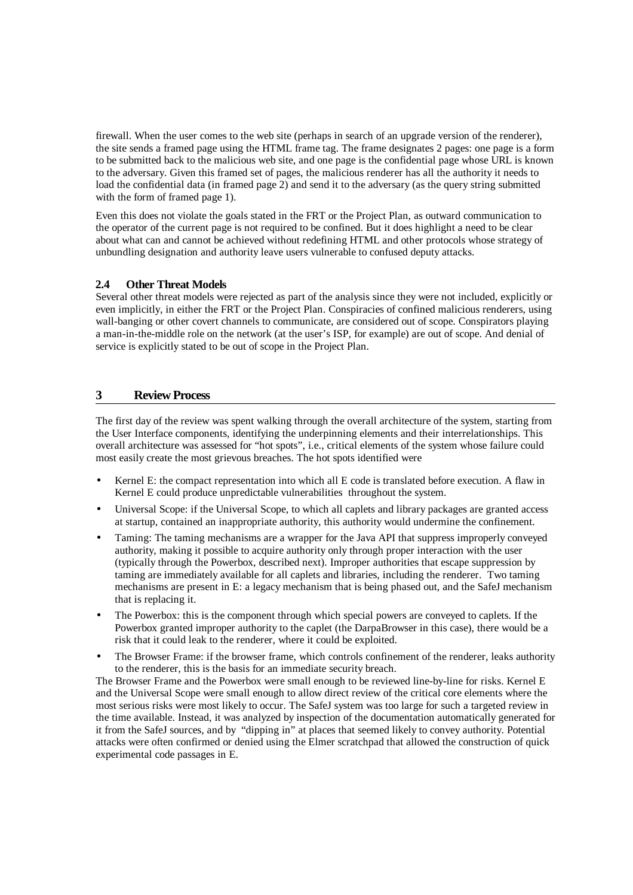firewall. When the user comes to the web site (perhaps in search of an upgrade version of the renderer), the site sends a framed page using the HTML frame tag. The frame designates 2 pages: one page is a form to be submitted back to the malicious web site, and one page is the confidential page whose URL is known to the adversary. Given this framed set of pages, the malicious renderer has all the authority it needs to load the confidential data (in framed page 2) and send it to the adversary (as the query string submitted with the form of framed page 1).

Even this does not violate the goals stated in the FRT or the Project Plan, as outward communication to the operator of the current page is not required to be confined. But it does highlight a need to be clear about what can and cannot be achieved without redefining HTML and other protocols whose strategy of unbundling designation and authority leave users vulnerable to confused deputy attacks.

### 2.4 Other Threat Models

Several other threat models were rejected as part of the analysis since they were not included, explicitly or even implicitly, in either the FRT or the Project Plan. Conspiracies of confined malicious renderers, using wall-banging or other covert channels to communicate, are considered out of scope. Conspirators playing a man-in-the-middle role on the network (at the user's ISP, for example) are out of scope. And denial of service is explicitly stated to be out of scope in the Project Plan.

## 3 Review Process

The first day of the review was spent walking through the overall architecture of the system, starting from the User Interface components, identifying the underpinning elements and their interrelationships. This overall architecture was assessed for "hot spots", i.e., critical elements of the system whose failure could most easily create the most grievous breaches. The hot spots identified were

- Kernel E: the compact representation into which all E code is translated before execution. A flaw in Kernel E could produce unpredictable vulnerabilities throughout the system.
- Universal Scope: if the Universal Scope, to which all caplets and library packages are granted access at startup, contained an inappropriate authority, this authority would undermine the confinement.
- Taming: The taming mechanisms are a wrapper for the Java API that suppress improperly conveyed authority, making it possible to acquire authority only through proper interaction with the user (typically through the Powerbox, described next). Improper authorities that escape suppression by taming are immediately available for all caplets and libraries, including the renderer. Two taming mechanisms are present in E: a legacy mechanism that is being phased out, and the SafeJ mechanism that is replacing it.
- The Powerbox: this is the component through which special powers are conveyed to caplets. If the Powerbox granted improper authority to the caplet (the DarpaBrowser in this case), there would be a risk that it could leak to the renderer, where it could be exploited.
- The Browser Frame: if the browser frame, which controls confinement of the renderer, leaks authority to the renderer, this is the basis for an immediate security breach.

The Browser Frame and the Powerbox were small enough to be reviewed line-by-line for risks. Kernel E and the Universal Scope were small enough to allow direct review of the critical core elements where the most serious risks were most likely to occur. The SafeJ system was too large for such a targeted review in the time available. Instead, it was analyzed by inspection of the documentation automatically generated for it from the SafeJ sources, and by "dipping in" at places that seemed likely to convey authority. Potential attacks were often confirmed or denied using the Elmer scratchpad that allowed the construction of quick experimental code passages in E.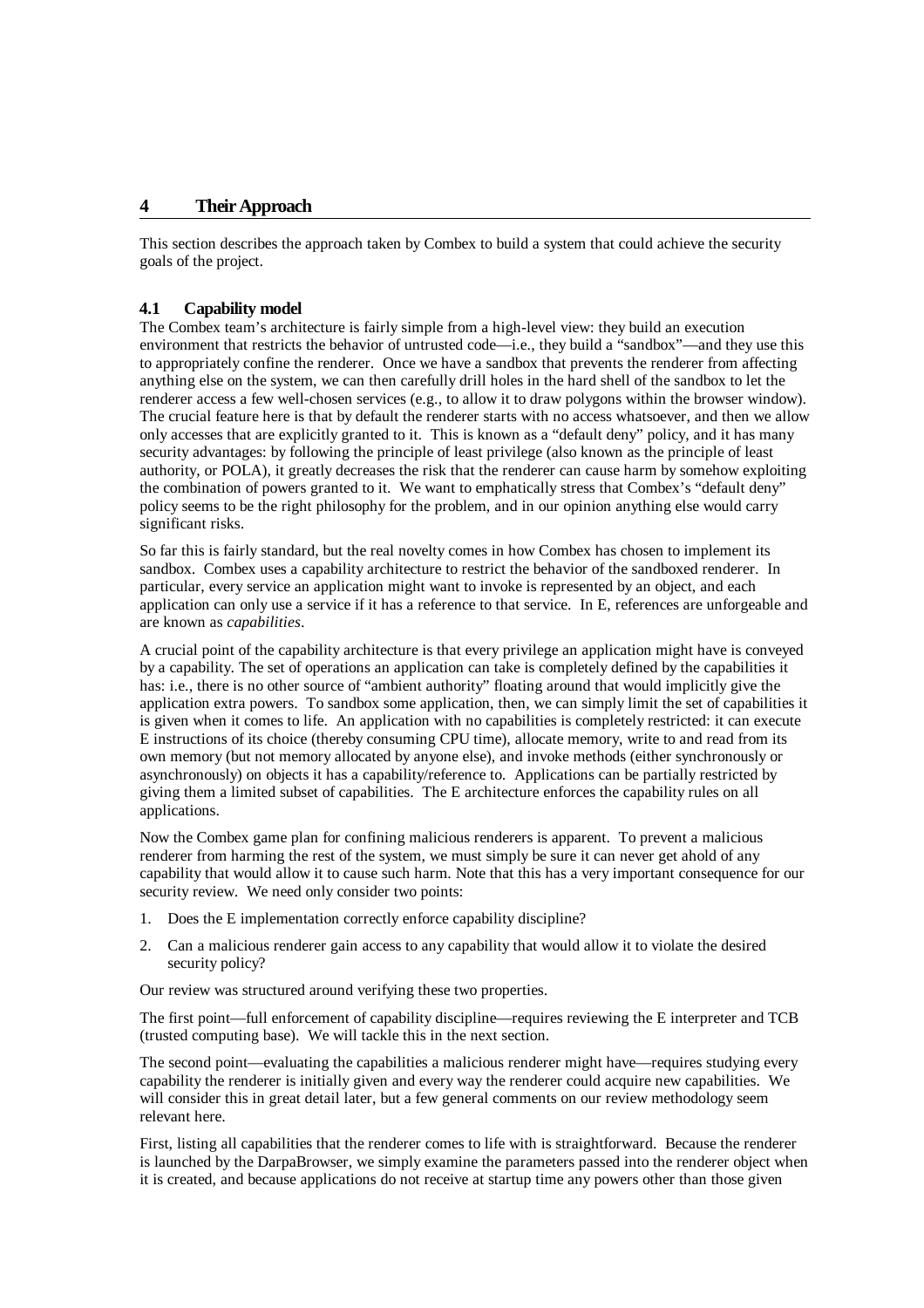# 4 Their Approach

This section describes the approach taken by Combex to build a system that could achieve the security goals of the project.

## 4.1 Capability model

The Combex team's architecture is fairly simple from a high-level view: they build an execution environment that restricts the behavior of untrusted code—i.e., they build a "sandbox"—and they use this to appropriately confine the renderer. Once we have a sandbox that prevents the renderer from affecting anything else on the system, we can then carefully drill holes in the hard shell of the sandbox to let the renderer access a few well-chosen services (e.g., to allow it to draw polygons within the browser window). The crucial feature here is that by default the renderer starts with no access whatsoever, and then we allow only accesses that are explicitly granted to it. This is known as a "default deny" policy, and it has many security advantages: by following the principle of least privilege (also known as the principle of least authority, or POLA), it greatly decreases the risk that the renderer can cause harm by somehow exploiting the combination of powers granted to it. We want to emphatically stress that Combex's "default deny" policy seems to be the right philosophy for the problem, and in our opinion anything else would carry significant risks.

So far this is fairly standard, but the real novelty comes in how Combex has chosen to implement its sandbox. Combex uses a capability architecture to restrict the behavior of the sandboxed renderer. In particular, every service an application might want to invoke is represented by an object, and each application can only use a service if it has a reference to that service. In E, references are unforgeable and are known as *capabilities*.

A crucial point of the capability architecture is that every privilege an application might have is conveyed by a capability. The set of operations an application can take is completely defined by the capabilities it has: i.e., there is no other source of "ambient authority" floating around that would implicitly give the application extra powers. To sandbox some application, then, we can simply limit the set of capabilities it is given when it comes to life. An application with no capabilities is completely restricted: it can execute E instructions of its choice (thereby consuming CPU time), allocate memory, write to and read from its own memory (but not memory allocated by anyone else), and invoke methods (either synchronously or asynchronously) on objects it has a capability/reference to. Applications can be partially restricted by giving them a limited subset of capabilities. The E architecture enforces the capability rules on all applications.

Now the Combex game plan for confining malicious renderers is apparent. To prevent a malicious renderer from harming the rest of the system, we must simply be sure it can never get ahold of any capability that would allow it to cause such harm. Note that this has a very important consequence for our security review. We need only consider two points:

1. Does the E implementation correctly enforce capability discipline?
2. Can a malicious renderer gain access to any capability that would allow it to violate the desired security policy?

Our review was structured around verifying these two properties.

The first point—full enforcement of capability discipline—requires reviewing the E interpreter and TCB (trusted computing base). We will tackle this in the next section.

The second point—evaluating the capabilities a malicious renderer might have—requires studying every capability the renderer is initially given and every way the renderer could acquire new capabilities. We will consider this in great detail later, but a few general comments on our review methodology seem relevant here.

First, listing all capabilities that the renderer comes to life with is straightforward. Because the renderer is launched by the DarpaBrowser, we simply examine the parameters passed into the renderer object when it is created, and because applications do not receive at startup time any powers other than those given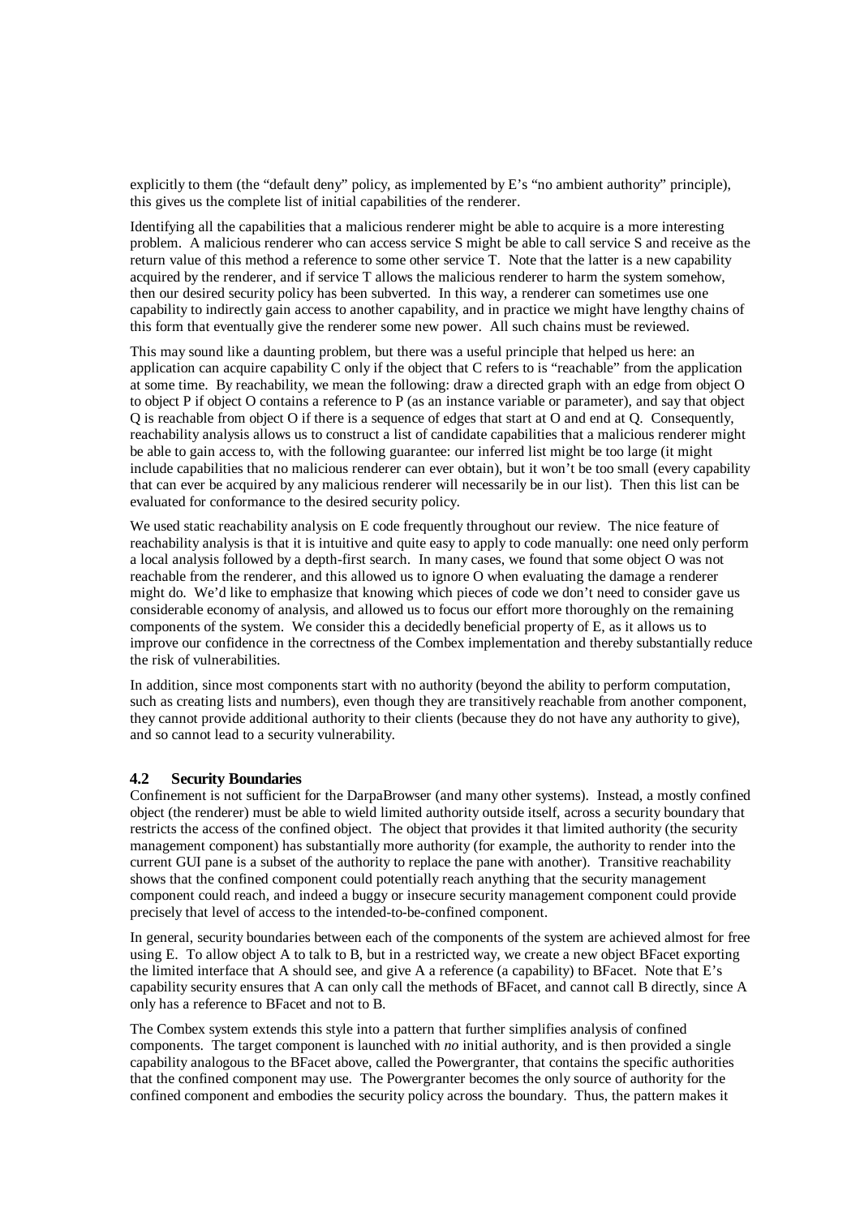explicitly to them (the "default deny" policy, as implemented by E's "no ambient authority" principle), this gives us the complete list of initial capabilities of the renderer.

Identifying all the capabilities that a malicious renderer might be able to acquire is a more interesting problem. A malicious renderer who can access service S might be able to call service S and receive as the return value of this method a reference to some other service T. Note that the latter is a new capability acquired by the renderer, and if service T allows the malicious renderer to harm the system somehow, then our desired security policy has been subverted. In this way, a renderer can sometimes use one capability to indirectly gain access to another capability, and in practice we might have lengthy chains of this form that eventually give the renderer some new power. All such chains must be reviewed.

This may sound like a daunting problem, but there was a useful principle that helped us here: an application can acquire capability C only if the object that C refers to is "reachable" from the application at some time. By reachability, we mean the following: draw a directed graph with an edge from object O to object P if object O contains a reference to P (as an instance variable or parameter), and say that object Q is reachable from object O if there is a sequence of edges that start at O and end at Q. Consequently, reachability analysis allows us to construct a list of candidate capabilities that a malicious renderer might be able to gain access to, with the following guarantee: our inferred list might be too large (it might include capabilities that no malicious renderer can ever obtain), but it won't be too small (every capability that can ever be acquired by any malicious renderer will necessarily be in our list). Then this list can be evaluated for conformance to the desired security policy.

We used static reachability analysis on E code frequently throughout our review. The nice feature of reachability analysis is that it is intuitive and quite easy to apply to code manually: one need only perform a local analysis followed by a depth-first search. In many cases, we found that some object O was not reachable from the renderer, and this allowed us to ignore O when evaluating the damage a renderer might do. We'd like to emphasize that knowing which pieces of code we don't need to consider gave us considerable economy of analysis, and allowed us to focus our effort more thoroughly on the remaining components of the system. We consider this a decidedly beneficial property of E, as it allows us to improve our confidence in the correctness of the Combex implementation and thereby substantially reduce the risk of vulnerabilities.

In addition, since most components start with no authority (beyond the ability to perform computation, such as creating lists and numbers), even though they are transitively reachable from another component, they cannot provide additional authority to their clients (because they do not have any authority to give), and so cannot lead to a security vulnerability.

### 4.2 Security Boundaries

Confinement is not sufficient for the DarpaBrowser (and many other systems). Instead, a mostly confined object (the renderer) must be able to wield limited authority outside itself, across a security boundary that restricts the access of the confined object. The object that provides it that limited authority (the security management component) has substantially more authority (for example, the authority to render into the current GUI pane is a subset of the authority to replace the pane with another). Transitive reachability shows that the confined component could potentially reach anything that the security management component could reach, and indeed a buggy or insecure security management component could provide precisely that level of access to the intended-to-be-confined component.

In general, security boundaries between each of the components of the system are achieved almost for free using E. To allow object A to talk to B, but in a restricted way, we create a new object BFacet exporting the limited interface that A should see, and give A a reference (a capability) to BFacet. Note that E's capability security ensures that A can only call the methods of BFacet, and cannot call B directly, since A only has a reference to BFacet and not to B.

The Combex system extends this style into a pattern that further simplifies analysis of confined components. The target component is launched with *no* initial authority, and is then provided a single capability analogous to the BFacet above, called the Powergranter, that contains the specific authorities that the confined component may use. The Powergranter becomes the only source of authority for the confined component and embodies the security policy across the boundary. Thus, the pattern makes it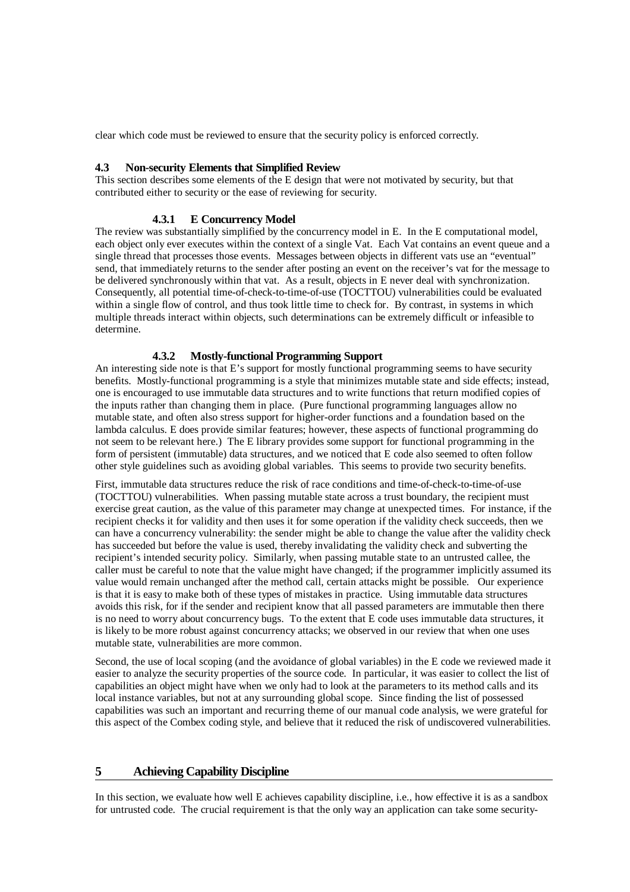clear which code must be reviewed to ensure that the security policy is enforced correctly.

## 4.3 Non-security Elements that Simplified Review

This section describes some elements of the E design that were not motivated by security, but that contributed either to security or the ease of reviewing for security.

### 4.3.1 E Concurrency Model

The review was substantially simplified by the concurrency model in E. In the E computational model, each object only ever executes within the context of a single Vat. Each Vat contains an event queue and a single thread that processes those events. Messages between objects in different vats use an "eventual" send, that immediately returns to the sender after posting an event on the receiver's vat for the message to be delivered synchronously within that vat. As a result, objects in E never deal with synchronization. Consequently, all potential time-of-check-to-time-of-use (TOCTTOU) vulnerabilities could be evaluated within a single flow of control, and thus took little time to check for. By contrast, in systems in which multiple threads interact within objects, such determinations can be extremely difficult or infeasible to determine.

### 4.3.2 Mostly-functional Programming Support

An interesting side note is that E's support for mostly functional programming seems to have security benefits. Mostly-functional programming is a style that minimizes mutable state and side effects; instead, one is encouraged to use immutable data structures and to write functions that return modified copies of the inputs rather than changing them in place. (Pure functional programming languages allow no mutable state, and often also stress support for higher-order functions and a foundation based on the lambda calculus. E does provide similar features; however, these aspects of functional programming do not seem to be relevant here.) The E library provides some support for functional programming in the form of persistent (immutable) data structures, and we noticed that E code also seemed to often follow other style guidelines such as avoiding global variables. This seems to provide two security benefits.

First, immutable data structures reduce the risk of race conditions and time-of-check-to-time-of-use (TOCTTOU) vulnerabilities. When passing mutable state across a trust boundary, the recipient must exercise great caution, as the value of this parameter may change at unexpected times. For instance, if the recipient checks it for validity and then uses it for some operation if the validity check succeeds, then we can have a concurrency vulnerability: the sender might be able to change the value after the validity check has succeeded but before the value is used, thereby invalidating the validity check and subverting the recipient's intended security policy. Similarly, when passing mutable state to an untrusted callee, the caller must be careful to note that the value might have changed; if the programmer implicitly assumed its value would remain unchanged after the method call, certain attacks might be possible. Our experience is that it is easy to make both of these types of mistakes in practice. Using immutable data structures avoids this risk, for if the sender and recipient know that all passed parameters are immutable then there is no need to worry about concurrency bugs. To the extent that E code uses immutable data structures, it is likely to be more robust against concurrency attacks; we observed in our review that when one uses mutable state, vulnerabilities are more common.

Second, the use of local scoping (and the avoidance of global variables) in the E code we reviewed made it easier to analyze the security properties of the source code. In particular, it was easier to collect the list of capabilities an object might have when we only had to look at the parameters to its method calls and its local instance variables, but not at any surrounding global scope. Since finding the list of possessed capabilities was such an important and recurring theme of our manual code analysis, we were grateful for this aspect of the Combex coding style, and believe that it reduced the risk of undiscovered vulnerabilities.

# 5 Achieving Capability Discipline

In this section, we evaluate how well E achieves capability discipline, i.e., how effective it is as a sandbox for untrusted code. The crucial requirement is that the only way an application can take some security-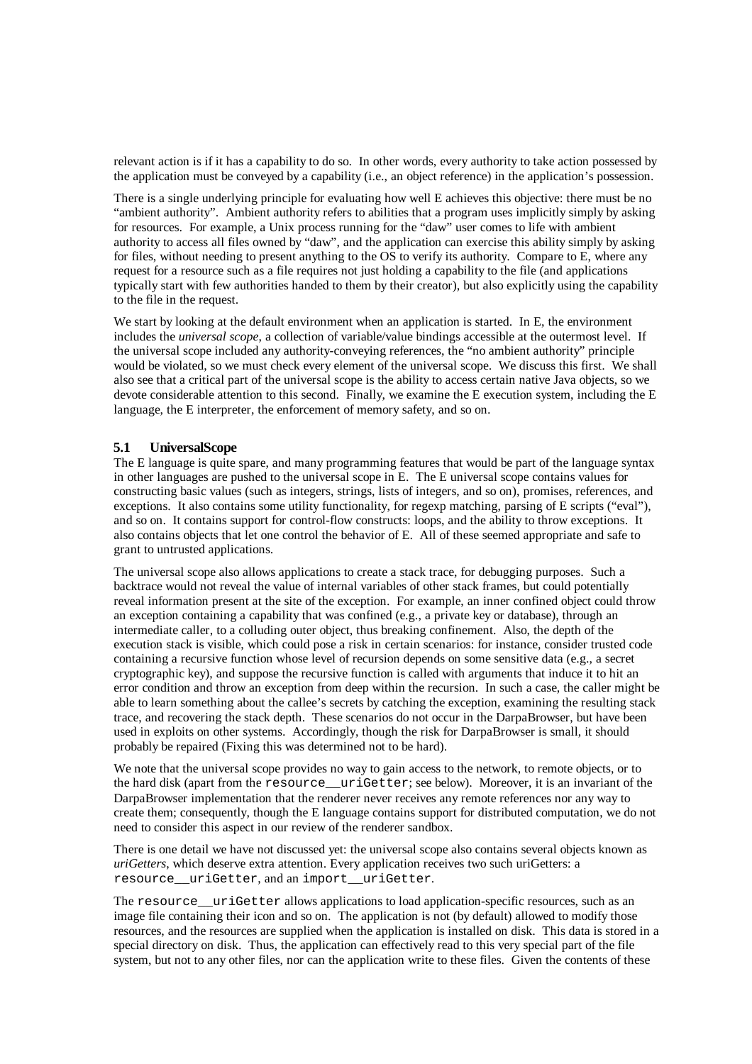relevant action is if it has a capability to do so. In other words, every authority to take action possessed by the application must be conveyed by a capability (i.e., an object reference) in the application's possession.

There is a single underlying principle for evaluating how well E achieves this objective: there must be no "ambient authority". Ambient authority refers to abilities that a program uses implicitly simply by asking for resources. For example, a Unix process running for the "daw" user comes to life with ambient authority to access all files owned by "daw", and the application can exercise this ability simply by asking for files, without needing to present anything to the OS to verify its authority. Compare to E, where any request for a resource such as a file requires not just holding a capability to the file (and applications typically start with few authorities handed to them by their creator), but also explicitly using the capability to the file in the request.

We start by looking at the default environment when an application is started. In E, the environment includes the *universal scope*, a collection of variable/value bindings accessible at the outermost level. If the universal scope included any authority-conveying references, the "no ambient authority" principle would be violated, so we must check every element of the universal scope. We discuss this first. We shall also see that a critical part of the universal scope is the ability to access certain native Java objects, so we devote considerable attention to this second. Finally, we examine the E execution system, including the E language, the E interpreter, the enforcement of memory safety, and so on.

### 5.1 UniversalScope

The E language is quite spare, and many programming features that would be part of the language syntax in other languages are pushed to the universal scope in E. The E universal scope contains values for constructing basic values (such as integers, strings, lists of integers, and so on), promises, references, and exceptions. It also contains some utility functionality, for regexp matching, parsing of E scripts ("eval"), and so on. It contains support for control-flow constructs: loops, and the ability to throw exceptions. It also contains objects that let one control the behavior of E. All of these seemed appropriate and safe to grant to untrusted applications.

The universal scope also allows applications to create a stack trace, for debugging purposes. Such a backtrace would not reveal the value of internal variables of other stack frames, but could potentially reveal information present at the site of the exception. For example, an inner confined object could throw an exception containing a capability that was confined (e.g., a private key or database), through an intermediate caller, to a colluding outer object, thus breaking confinement. Also, the depth of the execution stack is visible, which could pose a risk in certain scenarios: for instance, consider trusted code containing a recursive function whose level of recursion depends on some sensitive data (e.g., a secret cryptographic key), and suppose the recursive function is called with arguments that induce it to hit an error condition and throw an exception from deep within the recursion. In such a case, the caller might be able to learn something about the callee's secrets by catching the exception, examining the resulting stack trace, and recovering the stack depth. These scenarios do not occur in the DarpaBrowser, but have been used in exploits on other systems. Accordingly, though the risk for DarpaBrowser is small, it should probably be repaired (Fixing this was determined not to be hard).

We note that the universal scope provides no way to gain access to the network, to remote objects, or to the hard disk (apart from the `resource__uriGetter`; see below). Moreover, it is an invariant of the DarpaBrowser implementation that the renderer never receives any remote references nor any way to create them; consequently, though the E language contains support for distributed computation, we do not need to consider this aspect in our review of the renderer sandbox.

There is one detail we have not discussed yet: the universal scope also contains several objects known as *uriGetters*, which deserve extra attention. Every application receives two such uriGetters: a `resource__uriGetter`, and an `import__uriGetter`.

The `resource__uriGetter` allows applications to load application-specific resources, such as an image file containing their icon and so on. The application is not (by default) allowed to modify those resources, and the resources are supplied when the application is installed on disk. This data is stored in a special directory on disk. Thus, the application can effectively read to this very special part of the file system, but not to any other files, nor can the application write to these files. Given the contents of these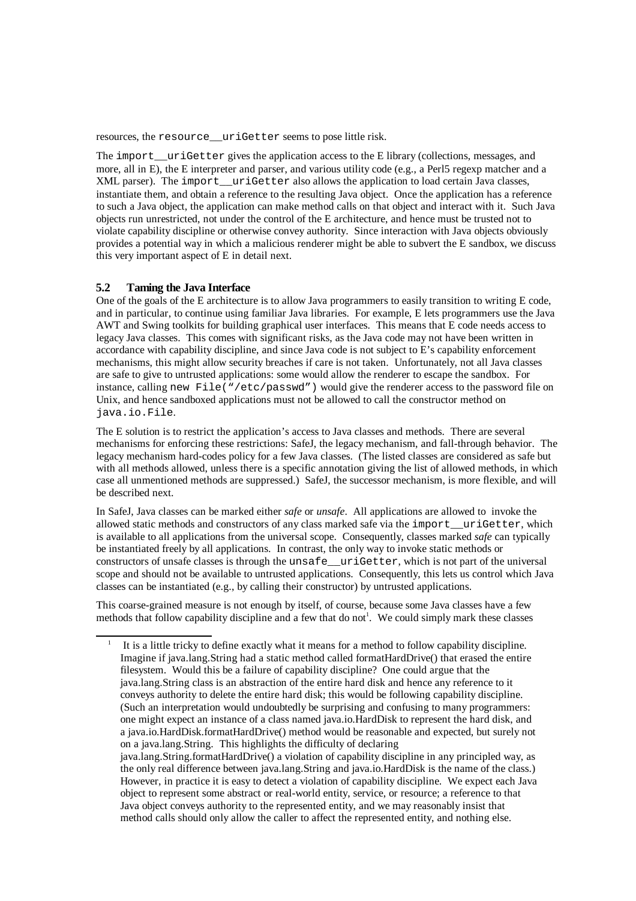resources, the `resource__uriGetter` seems to pose little risk.

The `import__uriGetter` gives the application access to the E library (collections, messages, and more, all in E), the E interpreter and parser, and various utility code (e.g., a Perl5 regexp matcher and a XML parser). The `import__uriGetter` also allows the application to load certain Java classes, instantiate them, and obtain a reference to the resulting Java object. Once the application has a reference to such a Java object, the application can make method calls on that object and interact with it. Such Java objects run unrestricted, not under the control of the E architecture, and hence must be trusted not to violate capability discipline or otherwise convey authority. Since interaction with Java objects obviously provides a potential way in which a malicious renderer might be able to subvert the E sandbox, we discuss this very important aspect of E in detail next.

### 5.2 Taming the Java Interface

One of the goals of the E architecture is to allow Java programmers to easily transition to writing E code, and in particular, to continue using familiar Java libraries. For example, E lets programmers use the Java AWT and Swing toolkits for building graphical user interfaces. This means that E code needs access to legacy Java classes. This comes with significant risks, as the Java code may not have been written in accordance with capability discipline, and since Java code is not subject to E's capability enforcement mechanisms, this might allow security breaches if care is not taken. Unfortunately, not all Java classes are safe to give to untrusted applications: some would allow the renderer to escape the sandbox. For instance, calling `new File("/etc/passwd")` would give the renderer access to the password file on Unix, and hence sandboxed applications must not be allowed to call the constructor method on `java.io.File`.

The E solution is to restrict the application's access to Java classes and methods. There are several mechanisms for enforcing these restrictions: SafeJ, the legacy mechanism, and fall-through behavior. The legacy mechanism hard-codes policy for a few Java classes. (The listed classes are considered as safe but with all methods allowed, unless there is a specific annotation giving the list of allowed methods, in which case all unmentioned methods are suppressed.) SafeJ, the successor mechanism, is more flexible, and will be described next.

In SafeJ, Java classes can be marked either *safe* or *unsafe*. All applications are allowed to invoke the allowed static methods and constructors of any class marked safe via the `import__uriGetter`, which is available to all applications from the universal scope. Consequently, classes marked *safe* can typically be instantiated freely by all applications. In contrast, the only way to invoke static methods or constructors of unsafe classes is through the `unsafe__uriGetter`, which is not part of the universal scope and should not be available to untrusted applications. Consequently, this lets us control which Java classes can be instantiated (e.g., by calling their constructor) by untrusted applications.

This coarse-grained measure is not enough by itself, of course, because some Java classes have a few methods that follow capability discipline and a few that do not[1]. We could simply mark these classes

[1] It is a little tricky to define exactly what it means for a method to follow capability discipline. Imagine if java.lang.String had a static method called formatHardDrive() that erased the entire filesystem. Would this be a failure of capability discipline? One could argue that the java.lang.String class is an abstraction of the entire hard disk and hence any reference to it conveys authority to delete the entire hard disk; this would be following capability discipline. (Such an interpretation would undoubtedly be surprising and confusing to many programmers: one might expect an instance of a class named java.io.HardDisk to represent the hard disk, and a java.io.HardDisk.formatHardDrive() method would be reasonable and expected, but surely not on a java.lang.String. This highlights the difficulty of declaring java.lang.String.formatHardDrive() a violation of capability discipline in any principled way, as the only real difference between java.lang.String and java.io.HardDisk is the name of the class.) However, in practice it is easy to detect a violation of capability discipline. We expect each Java object to represent some abstract or real-world entity, service, or resource; a reference to that Java object conveys authority to the represented entity, and we may reasonably insist that method calls should only allow the caller to affect the represented entity, and nothing else.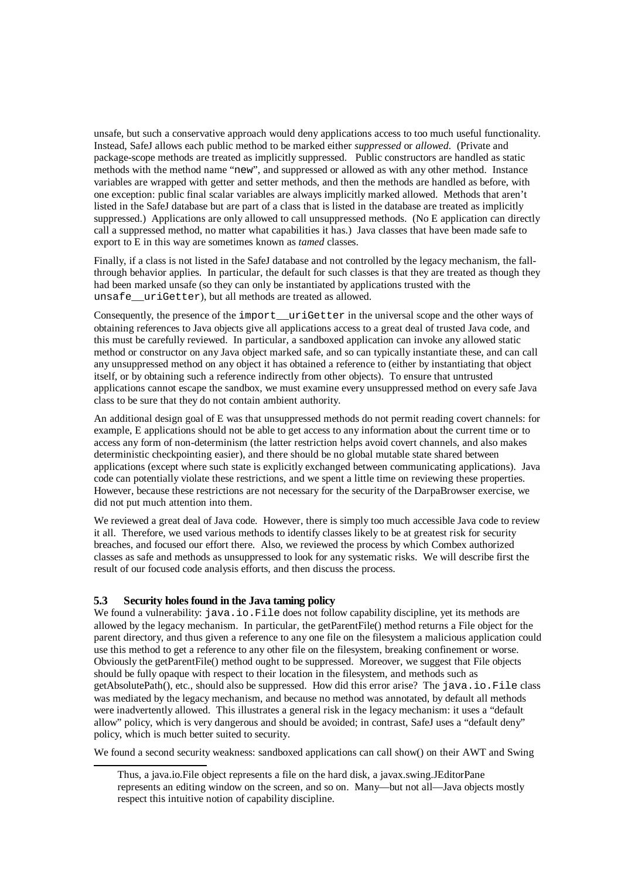unsafe, but such a conservative approach would deny applications access to too much useful functionality. Instead, SafeJ allows each public method to be marked either *suppressed* or *allowed*. (Private and package-scope methods are treated as implicitly suppressed. Public constructors are handled as static methods with the method name "`new`", and suppressed or allowed as with any other method. Instance variables are wrapped with getter and setter methods, and then the methods are handled as before, with one exception: public final scalar variables are always implicitly marked allowed. Methods that aren't listed in the SafeJ database but are part of a class that is listed in the database are treated as implicitly suppressed.) Applications are only allowed to call unsuppressed methods. (No E application can directly call a suppressed method, no matter what capabilities it has.) Java classes that have been made safe to export to E in this way are sometimes known as *tamed* classes.

Finally, if a class is not listed in the SafeJ database and not controlled by the legacy mechanism, the fall-through behavior applies. In particular, the default for such classes is that they are treated as though they had been marked unsafe (so they can only be instantiated by applications trusted with the `unsafe__uriGetter`), but all methods are treated as allowed.

Consequently, the presence of the `import__uriGetter` in the universal scope and the other ways of obtaining references to Java objects give all applications access to a great deal of trusted Java code, and this must be carefully reviewed. In particular, a sandboxed application can invoke any allowed static method or constructor on any Java object marked safe, and so can typically instantiate these, and can call any unsuppressed method on any object it has obtained a reference to (either by instantiating that object itself, or by obtaining such a reference indirectly from other objects). To ensure that untrusted applications cannot escape the sandbox, we must examine every unsuppressed method on every safe Java class to be sure that they do not contain ambient authority.

An additional design goal of E was that unsuppressed methods do not permit reading covert channels: for example, E applications should not be able to get access to any information about the current time or to access any form of non-determinism (the latter restriction helps avoid covert channels, and also makes deterministic checkpointing easier), and there should be no global mutable state shared between applications (except where such state is explicitly exchanged between communicating applications). Java code can potentially violate these restrictions, and we spent a little time on reviewing these properties. However, because these restrictions are not necessary for the security of the DarpaBrowser exercise, we did not put much attention into them.

We reviewed a great deal of Java code. However, there is simply too much accessible Java code to review it all. Therefore, we used various methods to identify classes likely to be at greatest risk for security breaches, and focused our effort there. Also, we reviewed the process by which Combex authorized classes as safe and methods as unsuppressed to look for any systematic risks. We will describe first the result of our focused code analysis efforts, and then discuss the process.

### 5.3 Security holes found in the Java taming policy

We found a vulnerability: `java.io.File` does not follow capability discipline, yet its methods are allowed by the legacy mechanism. In particular, the getParentFile() method returns a File object for the parent directory, and thus given a reference to any one file on the filesystem a malicious application could use this method to get a reference to any other file on the filesystem, breaking confinement or worse. Obviously the getParentFile() method ought to be suppressed. Moreover, we suggest that File objects should be fully opaque with respect to their location in the filesystem, and methods such as getAbsolutePath(), etc., should also be suppressed. How did this error arise? The `java.io.File` class was mediated by the legacy mechanism, and because no method was annotated, by default all methods were inadvertently allowed. This illustrates a general risk in the legacy mechanism: it uses a "default allow" policy, which is very dangerous and should be avoided; in contrast, SafeJ uses a "default deny" policy, which is much better suited to security.

We found a second security weakness: sandboxed applications can call show() on their AWT and Swing

---

Thus, a java.io.File object represents a file on the hard disk, a javax.swing.JEditorPane represents an editing window on the screen, and so on. Many—but not all—Java objects mostly respect this intuitive notion of capability discipline.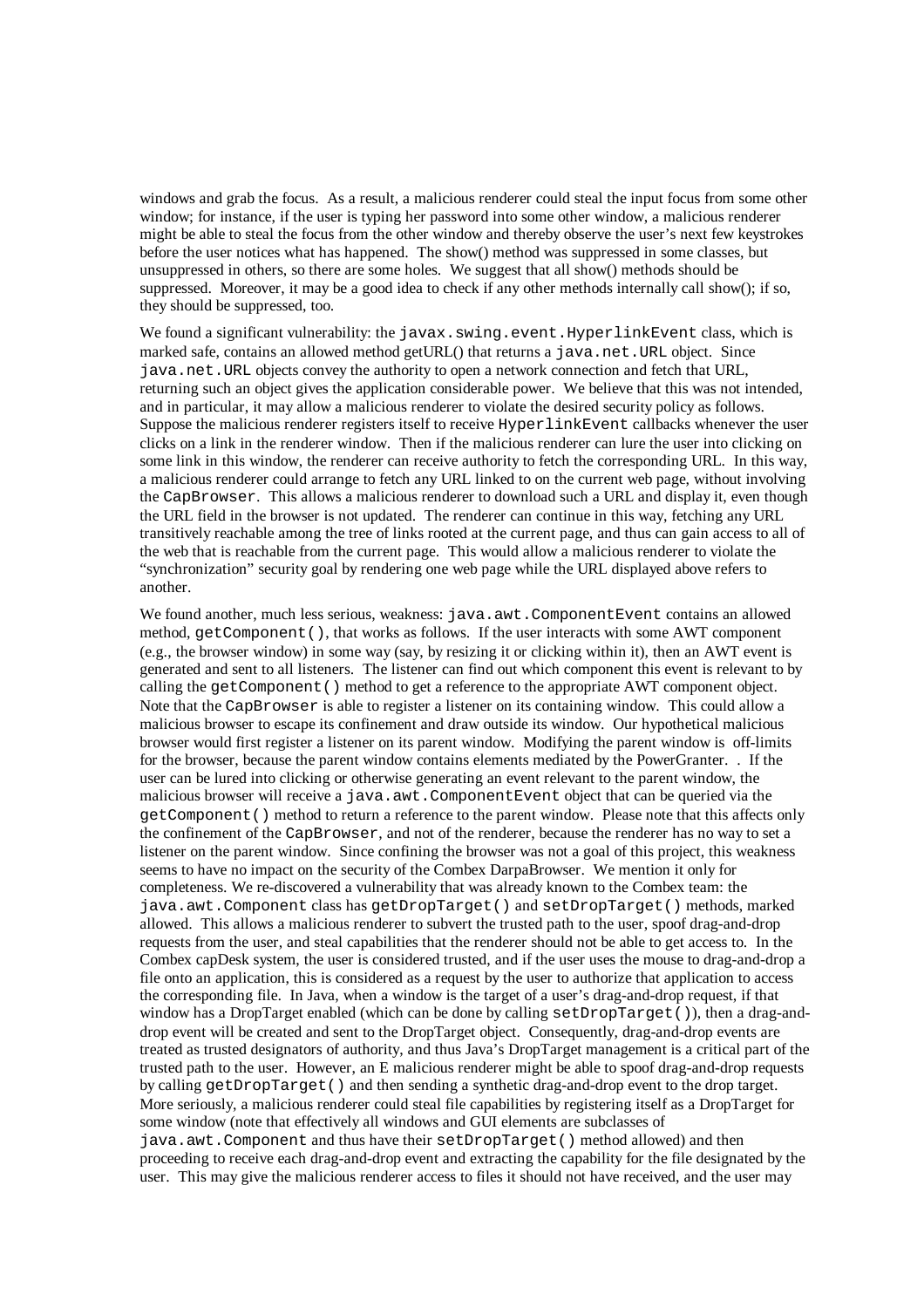windows and grab the focus. As a result, a malicious renderer could steal the input focus from some other window; for instance, if the user is typing her password into some other window, a malicious renderer might be able to steal the focus from the other window and thereby observe the user's next few keystrokes before the user notices what has happened. The show() method was suppressed in some classes, but unsuppressed in others, so there are some holes. We suggest that all show() methods should be suppressed. Moreover, it may be a good idea to check if any other methods internally call show(); if so, they should be suppressed, too.

We found a significant vulnerability: the `javax.swing.event.HyperlinkEvent` class, which is marked safe, contains an allowed method getURL() that returns a `java.net.URL` object. Since `java.net.URL` objects convey the authority to open a network connection and fetch that URL, returning such an object gives the application considerable power. We believe that this was not intended, and in particular, it may allow a malicious renderer to violate the desired security policy as follows. Suppose the malicious renderer registers itself to receive `HyperlinkEvent` callbacks whenever the user clicks on a link in the renderer window. Then if the malicious renderer can lure the user into clicking on some link in this window, the renderer can receive authority to fetch the corresponding URL. In this way, a malicious renderer could arrange to fetch any URL linked to on the current web page, without involving the `CapBrowser`. This allows a malicious renderer to download such a URL and display it, even though the URL field in the browser is not updated. The renderer can continue in this way, fetching any URL transitively reachable among the tree of links rooted at the current page, and thus can gain access to all of the web that is reachable from the current page. This would allow a malicious renderer to violate the "synchronization" security goal by rendering one web page while the URL displayed above refers to another.

We found another, much less serious, weakness: `java.awt.ComponentEvent` contains an allowed method, `getComponent()`, that works as follows. If the user interacts with some AWT component (e.g., the browser window) in some way (say, by resizing it or clicking within it), then an AWT event is generated and sent to all listeners. The listener can find out which component this event is relevant to by calling the `getComponent()` method to get a reference to the appropriate AWT component object. Note that the `CapBrowser` is able to register a listener on its containing window. This could allow a malicious browser to escape its confinement and draw outside its window. Our hypothetical malicious browser would first register a listener on its parent window. Modifying the parent window is off-limits for the browser, because the parent window contains elements mediated by the PowerGranter. . If the user can be lured into clicking or otherwise generating an event relevant to the parent window, the malicious browser will receive a `java.awt.ComponentEvent` object that can be queried via the `getComponent()` method to return a reference to the parent window. Please note that this affects only the confinement of the `CapBrowser`, and not of the renderer, because the renderer has no way to set a listener on the parent window. Since confining the browser was not a goal of this project, this weakness seems to have no impact on the security of the Combex DarpaBrowser. We mention it only for completeness. We re-discovered a vulnerability that was already known to the Combex team: the `java.awt.Component` class has `getDropTarget()` and `setDropTarget()` methods, marked allowed. This allows a malicious renderer to subvert the trusted path to the user, spoof drag-and-drop requests from the user, and steal capabilities that the renderer should not be able to get access to. In the Combex capDesk system, the user is considered trusted, and if the user uses the mouse to drag-and-drop a file onto an application, this is considered as a request by the user to authorize that application to access the corresponding file. In Java, when a window is the target of a user's drag-and-drop request, if that window has a DropTarget enabled (which can be done by calling `setDropTarget()`), then a drag-and-drop event will be created and sent to the DropTarget object. Consequently, drag-and-drop events are treated as trusted designators of authority, and thus Java's DropTarget management is a critical part of the trusted path to the user. However, an E malicious renderer might be able to spoof drag-and-drop requests by calling `getDropTarget()` and then sending a synthetic drag-and-drop event to the drop target. More seriously, a malicious renderer could steal file capabilities by registering itself as a DropTarget for some window (note that effectively all windows and GUI elements are subclasses of `java.awt.Component` and thus have their `setDropTarget()` method allowed) and then proceeding to receive each drag-and-drop event and extracting the capability for the file designated by the user. This may give the malicious renderer access to files it should not have received, and the user may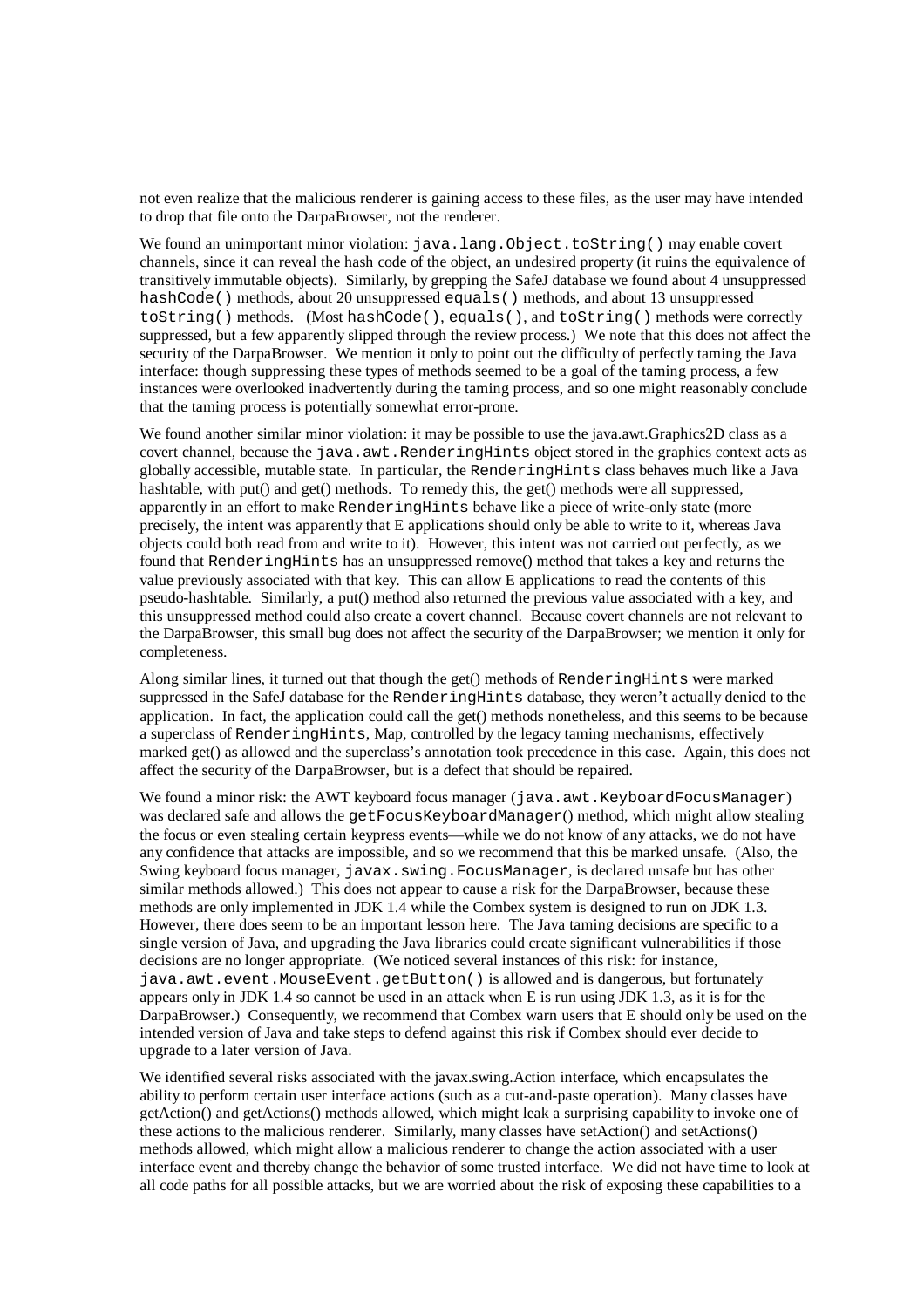not even realize that the malicious renderer is gaining access to these files, as the user may have intended to drop that file onto the DarpaBrowser, not the renderer.

We found an unimportant minor violation: `java.lang.Object.toString()` may enable covert channels, since it can reveal the hash code of the object, an undesired property (it ruins the equivalence of transitively immutable objects). Similarly, by grepping the SafeJ database we found about 4 unsuppressed `hashCode()` methods, about 20 unsuppressed `equals()` methods, and about 13 unsuppressed `toString()` methods. (Most `hashCode()`, `equals()`, and `toString()` methods were correctly suppressed, but a few apparently slipped through the review process.) We note that this does not affect the security of the DarpaBrowser. We mention it only to point out the difficulty of perfectly taming the Java interface: though suppressing these types of methods seemed to be a goal of the taming process, a few instances were overlooked inadvertently during the taming process, and so one might reasonably conclude that the taming process is potentially somewhat error-prone.

We found another similar minor violation: it may be possible to use the java.awt.Graphics2D class as a covert channel, because the `java.awt.RenderingHints` object stored in the graphics context acts as globally accessible, mutable state. In particular, the `RenderingHints` class behaves much like a Java hashtable, with put() and get() methods. To remedy this, the get() methods were all suppressed, apparently in an effort to make `RenderingHints` behave like a piece of write-only state (more precisely, the intent was apparently that E applications should only be able to write to it, whereas Java objects could both read from and write to it). However, this intent was not carried out perfectly, as we found that `RenderingHints` has an unsuppressed remove() method that takes a key and returns the value previously associated with that key. This can allow E applications to read the contents of this pseudo-hashtable. Similarly, a put() method also returned the previous value associated with a key, and this unsuppressed method could also create a covert channel. Because covert channels are not relevant to the DarpaBrowser, this small bug does not affect the security of the DarpaBrowser; we mention it only for completeness.

Along similar lines, it turned out that though the get() methods of `RenderingHints` were marked suppressed in the SafeJ database for the `RenderingHints` database, they weren't actually denied to the application. In fact, the application could call the get() methods nonetheless, and this seems to be because a superclass of `RenderingHints`, Map, controlled by the legacy taming mechanisms, effectively marked get() as allowed and the superclass's annotation took precedence in this case. Again, this does not affect the security of the DarpaBrowser, but is a defect that should be repaired.

We found a minor risk: the AWT keyboard focus manager (`java.awt.KeyboardFocusManager`) was declared safe and allows the `getFocusKeyboardManager()` method, which might allow stealing the focus or even stealing certain keypress events—while we do not know of any attacks, we do not have any confidence that attacks are impossible, and so we recommend that this be marked unsafe. (Also, the Swing keyboard focus manager, `javax.swing.FocusManager`, is declared unsafe but has other similar methods allowed.) This does not appear to cause a risk for the DarpaBrowser, because these methods are only implemented in JDK 1.4 while the Combex system is designed to run on JDK 1.3. However, there does seem to be an important lesson here. The Java taming decisions are specific to a single version of Java, and upgrading the Java libraries could create significant vulnerabilities if those decisions are no longer appropriate. (We noticed several instances of this risk: for instance, `java.awt.event.MouseEvent.getButton()` is allowed and is dangerous, but fortunately appears only in JDK 1.4 so cannot be used in an attack when E is run using JDK 1.3, as it is for the DarpaBrowser.) Consequently, we recommend that Combex warn users that E should only be used on the intended version of Java and take steps to defend against this risk if Combex should ever decide to upgrade to a later version of Java.

We identified several risks associated with the javax.swing.Action interface, which encapsulates the ability to perform certain user interface actions (such as a cut-and-paste operation). Many classes have getAction() and getActions() methods allowed, which might leak a surprising capability to invoke one of these actions to the malicious renderer. Similarly, many classes have setAction() and setActions() methods allowed, which might allow a malicious renderer to change the action associated with a user interface event and thereby change the behavior of some trusted interface. We did not have time to look at all code paths for all possible attacks, but we are worried about the risk of exposing these capabilities to a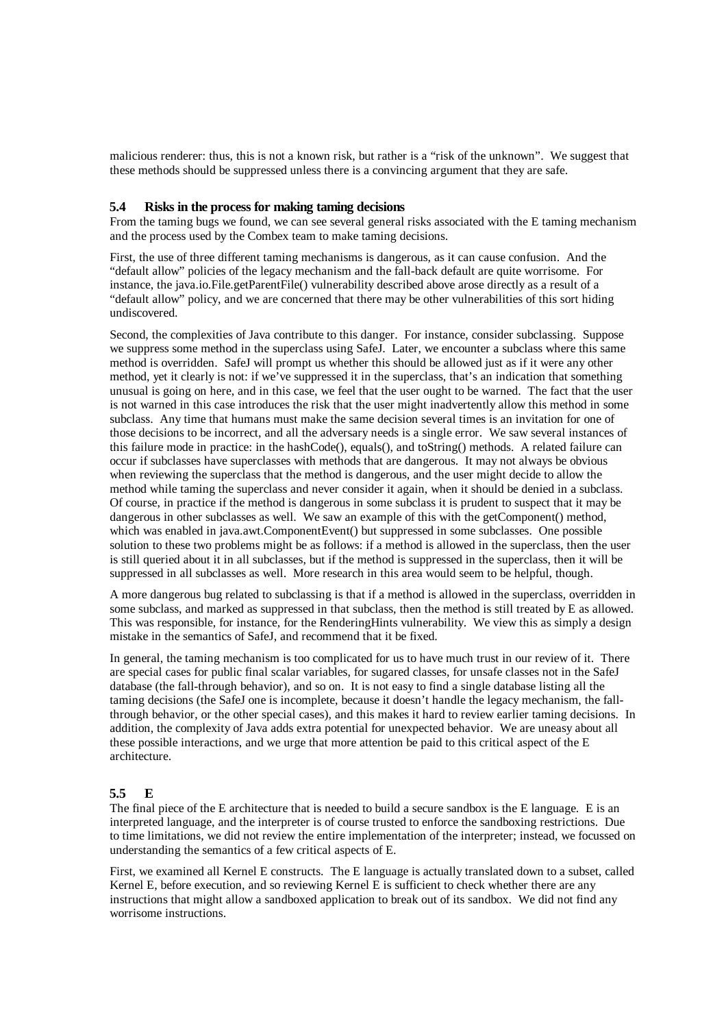malicious renderer: thus, this is not a known risk, but rather is a "risk of the unknown". We suggest that these methods should be suppressed unless there is a convincing argument that they are safe.

### 5.4 Risks in the process for making taming decisions

From the taming bugs we found, we can see several general risks associated with the E taming mechanism and the process used by the Combex team to make taming decisions.

First, the use of three different taming mechanisms is dangerous, as it can cause confusion. And the "default allow" policies of the legacy mechanism and the fall-back default are quite worrisome. For instance, the java.io.File.getParentFile() vulnerability described above arose directly as a result of a "default allow" policy, and we are concerned that there may be other vulnerabilities of this sort hiding undiscovered.

Second, the complexities of Java contribute to this danger. For instance, consider subclassing. Suppose we suppress some method in the superclass using SafeJ. Later, we encounter a subclass where this same method is overridden. SafeJ will prompt us whether this should be allowed just as if it were any other method, yet it clearly is not: if we've suppressed it in the superclass, that's an indication that something unusual is going on here, and in this case, we feel that the user ought to be warned. The fact that the user is not warned in this case introduces the risk that the user might inadvertently allow this method in some subclass. Any time that humans must make the same decision several times is an invitation for one of those decisions to be incorrect, and all the adversary needs is a single error. We saw several instances of this failure mode in practice: in the hashCode(), equals(), and toString() methods. A related failure can occur if subclasses have superclasses with methods that are dangerous. It may not always be obvious when reviewing the superclass that the method is dangerous, and the user might decide to allow the method while taming the superclass and never consider it again, when it should be denied in a subclass. Of course, in practice if the method is dangerous in some subclass it is prudent to suspect that it may be dangerous in other subclasses as well. We saw an example of this with the getComponent() method, which was enabled in java.awt.ComponentEvent() but suppressed in some subclasses. One possible solution to these two problems might be as follows: if a method is allowed in the superclass, then the user is still queried about it in all subclasses, but if the method is suppressed in the superclass, then it will be suppressed in all subclasses as well. More research in this area would seem to be helpful, though.

A more dangerous bug related to subclassing is that if a method is allowed in the superclass, overridden in some subclass, and marked as suppressed in that subclass, then the method is still treated by E as allowed. This was responsible, for instance, for the RenderingHints vulnerability. We view this as simply a design mistake in the semantics of SafeJ, and recommend that it be fixed.

In general, the taming mechanism is too complicated for us to have much trust in our review of it. There are special cases for public final scalar variables, for sugared classes, for unsafe classes not in the SafeJ database (the fall-through behavior), and so on. It is not easy to find a single database listing all the taming decisions (the SafeJ one is incomplete, because it doesn't handle the legacy mechanism, the fall-through behavior, or the other special cases), and this makes it hard to review earlier taming decisions. In addition, the complexity of Java adds extra potential for unexpected behavior. We are uneasy about all these possible interactions, and we urge that more attention be paid to this critical aspect of the E architecture.

### 5.5 E

The final piece of the E architecture that is needed to build a secure sandbox is the E language. E is an interpreted language, and the interpreter is of course trusted to enforce the sandboxing restrictions. Due to time limitations, we did not review the entire implementation of the interpreter; instead, we focussed on understanding the semantics of a few critical aspects of E.

First, we examined all Kernel E constructs. The E language is actually translated down to a subset, called Kernel E, before execution, and so reviewing Kernel E is sufficient to check whether there are any instructions that might allow a sandboxed application to break out of its sandbox. We did not find any worrisome instructions.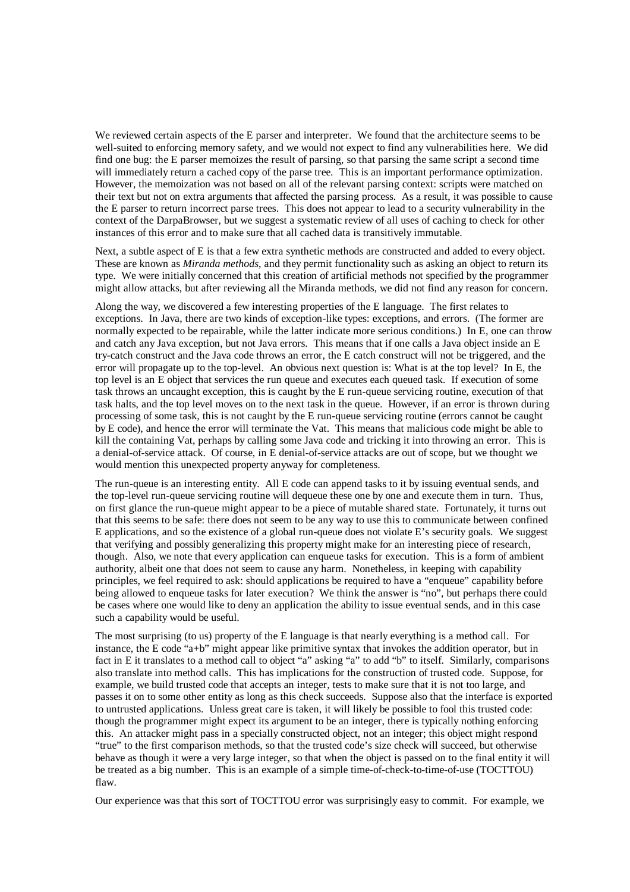We reviewed certain aspects of the E parser and interpreter. We found that the architecture seems to be well-suited to enforcing memory safety, and we would not expect to find any vulnerabilities here. We did find one bug: the E parser memoizes the result of parsing, so that parsing the same script a second time will immediately return a cached copy of the parse tree. This is an important performance optimization. However, the memoization was not based on all of the relevant parsing context: scripts were matched on their text but not on extra arguments that affected the parsing process. As a result, it was possible to cause the E parser to return incorrect parse trees. This does not appear to lead to a security vulnerability in the context of the DarpaBrowser, but we suggest a systematic review of all uses of caching to check for other instances of this error and to make sure that all cached data is transitively immutable.

Next, a subtle aspect of E is that a few extra synthetic methods are constructed and added to every object. These are known as *Miranda methods*, and they permit functionality such as asking an object to return its type. We were initially concerned that this creation of artificial methods not specified by the programmer might allow attacks, but after reviewing all the Miranda methods, we did not find any reason for concern.

Along the way, we discovered a few interesting properties of the E language. The first relates to exceptions. In Java, there are two kinds of exception-like types: exceptions, and errors. (The former are normally expected to be repairable, while the latter indicate more serious conditions.) In E, one can throw and catch any Java exception, but not Java errors. This means that if one calls a Java object inside an E try-catch construct and the Java code throws an error, the E catch construct will not be triggered, and the error will propagate up to the top-level. An obvious next question is: What is at the top level? In E, the top level is an E object that services the run queue and executes each queued task. If execution of some task throws an uncaught exception, this is caught by the E run-queue servicing routine, execution of that task halts, and the top level moves on to the next task in the queue. However, if an error is thrown during processing of some task, this is not caught by the E run-queue servicing routine (errors cannot be caught by E code), and hence the error will terminate the Vat. This means that malicious code might be able to kill the containing Vat, perhaps by calling some Java code and tricking it into throwing an error. This is a denial-of-service attack. Of course, in E denial-of-service attacks are out of scope, but we thought we would mention this unexpected property anyway for completeness.

The run-queue is an interesting entity. All E code can append tasks to it by issuing eventual sends, and the top-level run-queue servicing routine will dequeue these one by one and execute them in turn. Thus, on first glance the run-queue might appear to be a piece of mutable shared state. Fortunately, it turns out that this seems to be safe: there does not seem to be any way to use this to communicate between confined E applications, and so the existence of a global run-queue does not violate E's security goals. We suggest that verifying and possibly generalizing this property might make for an interesting piece of research, though. Also, we note that every application can enqueue tasks for execution. This is a form of ambient authority, albeit one that does not seem to cause any harm. Nonetheless, in keeping with capability principles, we feel required to ask: should applications be required to have a "enqueue" capability before being allowed to enqueue tasks for later execution? We think the answer is "no", but perhaps there could be cases where one would like to deny an application the ability to issue eventual sends, and in this case such a capability would be useful.

The most surprising (to us) property of the E language is that nearly everything is a method call. For instance, the E code "a+b" might appear like primitive syntax that invokes the addition operator, but in fact in E it translates to a method call to object "a" asking "a" to add "b" to itself. Similarly, comparisons also translate into method calls. This has implications for the construction of trusted code. Suppose, for example, we build trusted code that accepts an integer, tests to make sure that it is not too large, and passes it on to some other entity as long as this check succeeds. Suppose also that the interface is exported to untrusted applications. Unless great care is taken, it will likely be possible to fool this trusted code: though the programmer might expect its argument to be an integer, there is typically nothing enforcing this. An attacker might pass in a specially constructed object, not an integer; this object might respond "true" to the first comparison methods, so that the trusted code's size check will succeed, but otherwise behave as though it were a very large integer, so that when the object is passed on to the final entity it will be treated as a big number. This is an example of a simple time-of-check-to-time-of-use (TOCTTOU) flaw.

Our experience was that this sort of TOCTTOU error was surprisingly easy to commit. For example, we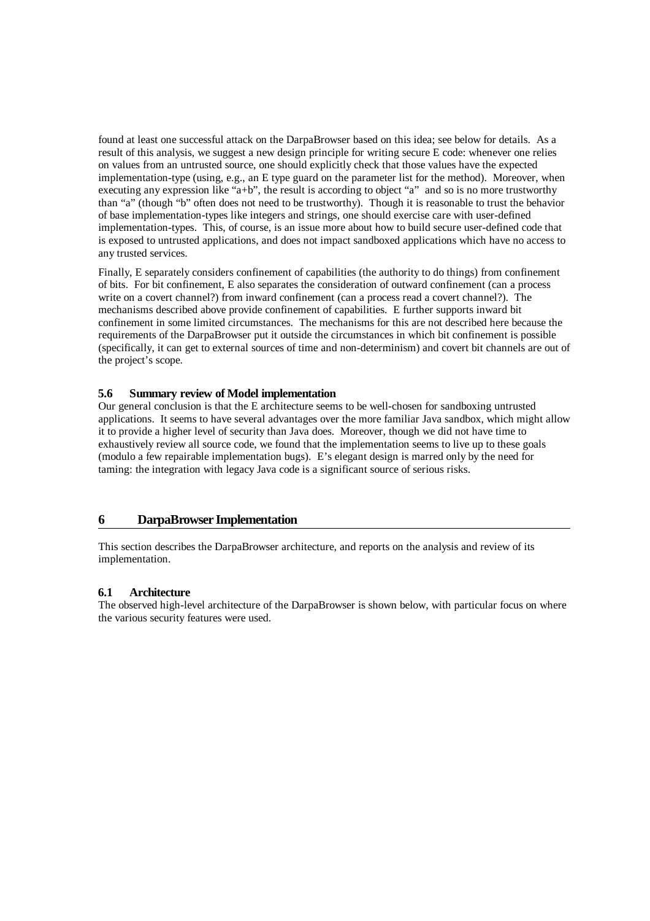found at least one successful attack on the DarpaBrowser based on this idea; see below for details. As a result of this analysis, we suggest a new design principle for writing secure E code: whenever one relies on values from an untrusted source, one should explicitly check that those values have the expected implementation-type (using, e.g., an E type guard on the parameter list for the method). Moreover, when executing any expression like "a+b", the result is according to object "a" and so is no more trustworthy than "a" (though "b" often does not need to be trustworthy). Though it is reasonable to trust the behavior of base implementation-types like integers and strings, one should exercise care with user-defined implementation-types. This, of course, is an issue more about how to build secure user-defined code that is exposed to untrusted applications, and does not impact sandboxed applications which have no access to any trusted services.

Finally, E separately considers confinement of capabilities (the authority to do things) from confinement of bits. For bit confinement, E also separates the consideration of outward confinement (can a process write on a covert channel?) from inward confinement (can a process read a covert channel?). The mechanisms described above provide confinement of capabilities. E further supports inward bit confinement in some limited circumstances. The mechanisms for this are not described here because the requirements of the DarpaBrowser put it outside the circumstances in which bit confinement is possible (specifically, it can get to external sources of time and non-determinism) and covert bit channels are out of the project's scope.

### 5.6 Summary review of Model implementation

Our general conclusion is that the E architecture seems to be well-chosen for sandboxing untrusted applications. It seems to have several advantages over the more familiar Java sandbox, which might allow it to provide a higher level of security than Java does. Moreover, though we did not have time to exhaustively review all source code, we found that the implementation seems to live up to these goals (modulo a few repairable implementation bugs). E's elegant design is marred only by the need for taming: the integration with legacy Java code is a significant source of serious risks.

## 6 DarpaBrowser Implementation

This section describes the DarpaBrowser architecture, and reports on the analysis and review of its implementation.

### 6.1 Architecture

The observed high-level architecture of the DarpaBrowser is shown below, with particular focus on where the various security features were used.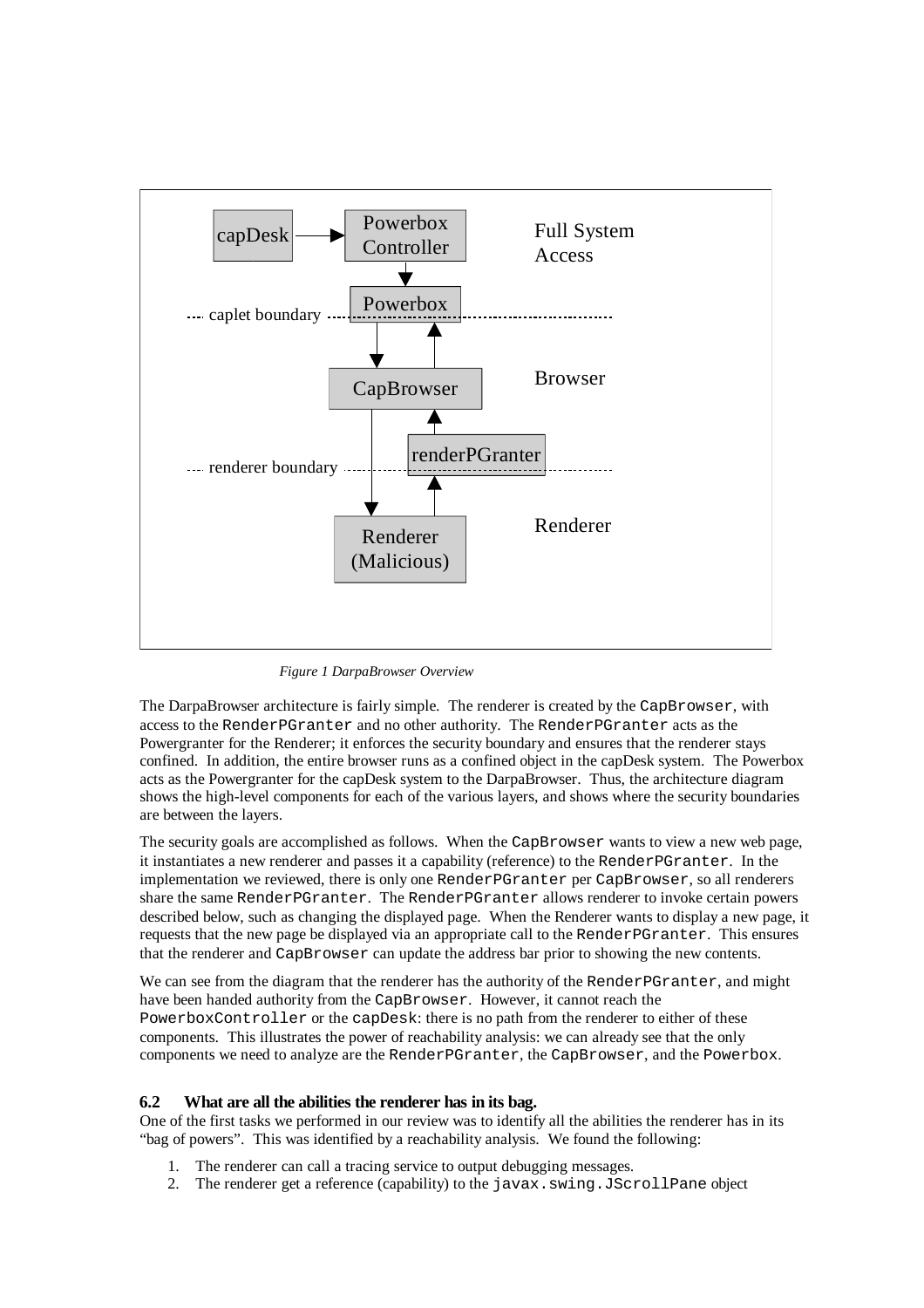*Figure 1 DarpaBrowser Overview*

The DarpaBrowser architecture is fairly simple. The renderer is created by the `CapBrowser`, with access to the `RenderPGranter` and no other authority. The `RenderPGranter` acts as the Powergranter for the Renderer; it enforces the security boundary and ensures that the renderer stays confined. In addition, the entire browser runs as a confined object in the capDesk system. The Powerbox acts as the Powergranter for the capDesk system to the DarpaBrowser. Thus, the architecture diagram shows the high-level components for each of the various layers, and shows where the security boundaries are between the layers.

The security goals are accomplished as follows. When the `CapBrowser` wants to view a new web page, it instantiates a new renderer and passes it a capability (reference) to the `RenderPGranter`. In the implementation we reviewed, there is only one `RenderPGranter` per `CapBrowser`, so all renderers share the same `RenderPGranter`. The `RenderPGranter` allows renderer to invoke certain powers described below, such as changing the displayed page. When the Renderer wants to display a new page, it requests that the new page be displayed via an appropriate call to the `RenderPGranter`. This ensures that the renderer and `CapBrowser` can update the address bar prior to showing the new contents.

We can see from the diagram that the renderer has the authority of the `RenderPGranter`, and might have been handed authority from the `CapBrowser`. However, it cannot reach the `PowerboxController` or the `capDesk`: there is no path from the renderer to either of these components. This illustrates the power of reachability analysis: we can already see that the only components we need to analyze are the `RenderPGranter`, the `CapBrowser`, and the `Powerbox`.

### 6.2 What are all the abilities the renderer has in its bag.

One of the first tasks we performed in our review was to identify all the abilities the renderer has in its "bag of powers". This was identified by a reachability analysis. We found the following:

1. The renderer can call a tracing service to output debugging messages.
2. The renderer get a reference (capability) to the `javax.swing.JScrollPane` object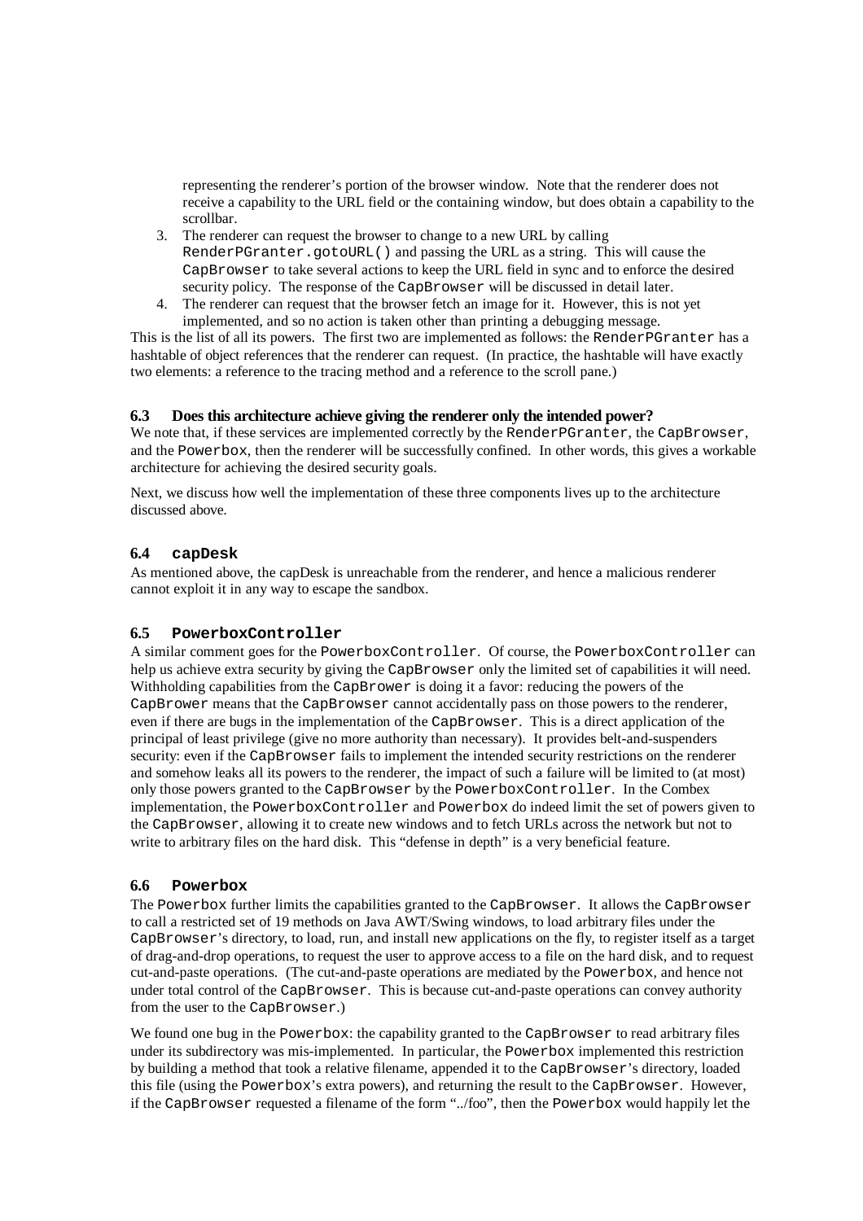representing the renderer's portion of the browser window. Note that the renderer does not receive a capability to the URL field or the containing window, but does obtain a capability to the scrollbar.

3. The renderer can request the browser to change to a new URL by calling `RenderPGranter.gotoURL()` and passing the URL as a string. This will cause the `CapBrowser` to take several actions to keep the URL field in sync and to enforce the desired security policy. The response of the `CapBrowser` will be discussed in detail later.
4. The renderer can request that the browser fetch an image for it. However, this is not yet implemented, and so no action is taken other than printing a debugging message.

This is the list of all its powers. The first two are implemented as follows: the `RenderPGranter` has a hashtable of object references that the renderer can request. (In practice, the hashtable will have exactly two elements: a reference to the tracing method and a reference to the scroll pane.)

### 6.3 Does this architecture achieve giving the renderer only the intended power?

We note that, if these services are implemented correctly by the `RenderPGranter`, the `CapBrowser`, and the `Powerbox`, then the renderer will be successfully confined. In other words, this gives a workable architecture for achieving the desired security goals.

Next, we discuss how well the implementation of these three components lives up to the architecture discussed above.

### 6.4 `capDesk`

As mentioned above, the capDesk is unreachable from the renderer, and hence a malicious renderer cannot exploit it in any way to escape the sandbox.

### 6.5 `PowerboxController`

A similar comment goes for the `PowerboxController`. Of course, the `PowerboxController` can help us achieve extra security by giving the `CapBrowser` only the limited set of capabilities it will need. Withholding capabilities from the `CapBrower` is doing it a favor: reducing the powers of the `CapBrower` means that the `CapBrowser` cannot accidentally pass on those powers to the renderer, even if there are bugs in the implementation of the `CapBrowser`. This is a direct application of the principal of least privilege (give no more authority than necessary). It provides belt-and-suspenders security: even if the `CapBrowser` fails to implement the intended security restrictions on the renderer and somehow leaks all its powers to the renderer, the impact of such a failure will be limited to (at most) only those powers granted to the `CapBrowser` by the `PowerboxController`. In the Combex implementation, the `PowerboxController` and `Powerbox` do indeed limit the set of powers given to the `CapBrowser`, allowing it to create new windows and to fetch URLs across the network but not to write to arbitrary files on the hard disk. This "defense in depth" is a very beneficial feature.

### 6.6 `Powerbox`

The `Powerbox` further limits the capabilities granted to the `CapBrowser`. It allows the `CapBrowser` to call a restricted set of 19 methods on Java AWT/Swing windows, to load arbitrary files under the `CapBrowser`'s directory, to load, run, and install new applications on the fly, to register itself as a target of drag-and-drop operations, to request the user to approve access to a file on the hard disk, and to request cut-and-paste operations. (The cut-and-paste operations are mediated by the `Powerbox`, and hence not under total control of the `CapBrowser`. This is because cut-and-paste operations can convey authority from the user to the `CapBrowser`.)

We found one bug in the `Powerbox`: the capability granted to the `CapBrowser` to read arbitrary files under its subdirectory was mis-implemented. In particular, the `Powerbox` implemented this restriction by building a method that took a relative filename, appended it to the `CapBrowser`'s directory, loaded this file (using the `Powerbox`'s extra powers), and returning the result to the `CapBrowser`. However, if the `CapBrowser` requested a filename of the form "../foo", then the `Powerbox` would happily let the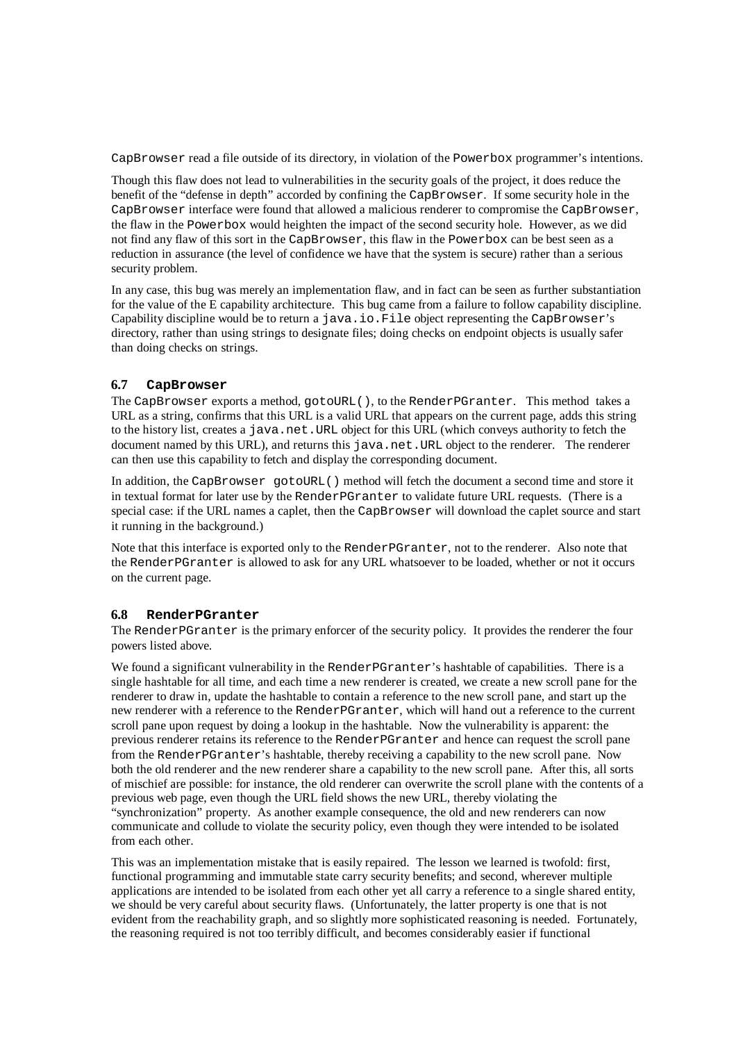CapBrowser read a file outside of its directory, in violation of the Powerbox programmer's intentions.

Though this flaw does not lead to vulnerabilities in the security goals of the project, it does reduce the benefit of the "defense in depth" accorded by confining the CapBrowser. If some security hole in the CapBrowser interface were found that allowed a malicious renderer to compromise the CapBrowser, the flaw in the Powerbox would heighten the impact of the second security hole. However, as we did not find any flaw of this sort in the CapBrowser, this flaw in the Powerbox can be best seen as a reduction in assurance (the level of confidence we have that the system is secure) rather than a serious security problem.

In any case, this bug was merely an implementation flaw, and in fact can be seen as further substantiation for the value of the E capability architecture. This bug came from a failure to follow capability discipline. Capability discipline would be to return a java.io.File object representing the CapBrowser's directory, rather than using strings to designate files; doing checks on endpoint objects is usually safer than doing checks on strings.

### 6.7 CapBrowser

The CapBrowser exports a method, gotoURL(), to the RenderPGranter. This method takes a URL as a string, confirms that this URL is a valid URL that appears on the current page, adds this string to the history list, creates a java.net.URL object for this URL (which conveys authority to fetch the document named by this URL), and returns this java.net.URL object to the renderer. The renderer can then use this capability to fetch and display the corresponding document.

In addition, the CapBrowser gotoURL() method will fetch the document a second time and store it in textual format for later use by the RenderPGranter to validate future URL requests. (There is a special case: if the URL names a caplet, then the CapBrowser will download the caplet source and start it running in the background.)

Note that this interface is exported only to the RenderPGranter, not to the renderer. Also note that the RenderPGranter is allowed to ask for any URL whatsoever to be loaded, whether or not it occurs on the current page.

### 6.8 RenderPGranter

The RenderPGranter is the primary enforcer of the security policy. It provides the renderer the four powers listed above.

We found a significant vulnerability in the RenderPGranter's hashtable of capabilities. There is a single hashtable for all time, and each time a new renderer is created, we create a new scroll pane for the renderer to draw in, update the hashtable to contain a reference to the new scroll pane, and start up the new renderer with a reference to the RenderPGranter, which will hand out a reference to the current scroll pane upon request by doing a lookup in the hashtable. Now the vulnerability is apparent: the previous renderer retains its reference to the RenderPGranter and hence can request the scroll pane from the RenderPGranter's hashtable, thereby receiving a capability to the new scroll pane. Now both the old renderer and the new renderer share a capability to the new scroll pane. After this, all sorts of mischief are possible: for instance, the old renderer can overwrite the scroll plane with the contents of a previous web page, even though the URL field shows the new URL, thereby violating the "synchronization" property. As another example consequence, the old and new renderers can now communicate and collude to violate the security policy, even though they were intended to be isolated from each other.

This was an implementation mistake that is easily repaired. The lesson we learned is twofold: first, functional programming and immutable state carry security benefits; and second, wherever multiple applications are intended to be isolated from each other yet all carry a reference to a single shared entity, we should be very careful about security flaws. (Unfortunately, the latter property is one that is not evident from the reachability graph, and so slightly more sophisticated reasoning is needed. Fortunately, the reasoning required is not too terribly difficult, and becomes considerably easier if functional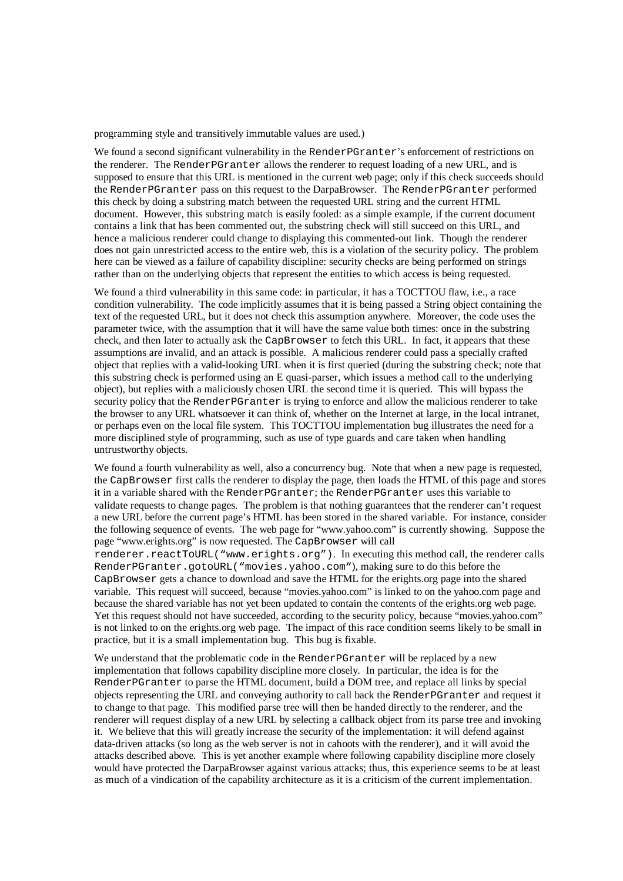programming style and transitively immutable values are used.)

We found a second significant vulnerability in the `RenderPGranter`'s enforcement of restrictions on the renderer. The `RenderPGranter` allows the renderer to request loading of a new URL, and is supposed to ensure that this URL is mentioned in the current web page; only if this check succeeds should the `RenderPGranter` pass on this request to the DarpaBrowser. The `RenderPGranter` performed this check by doing a substring match between the requested URL string and the current HTML document. However, this substring match is easily fooled: as a simple example, if the current document contains a link that has been commented out, the substring check will still succeed on this URL, and hence a malicious renderer could change to displaying this commented-out link. Though the renderer does not gain unrestricted access to the entire web, this is a violation of the security policy. The problem here can be viewed as a failure of capability discipline: security checks are being performed on strings rather than on the underlying objects that represent the entities to which access is being requested.

We found a third vulnerability in this same code: in particular, it has a TOCTTOU flaw, i.e., a race condition vulnerability. The code implicitly assumes that it is being passed a String object containing the text of the requested URL, but it does not check this assumption anywhere. Moreover, the code uses the parameter twice, with the assumption that it will have the same value both times: once in the substring check, and then later to actually ask the `CapBrowser` to fetch this URL. In fact, it appears that these assumptions are invalid, and an attack is possible. A malicious renderer could pass a specially crafted object that replies with a valid-looking URL when it is first queried (during the substring check; note that this substring check is performed using an E quasi-parser, which issues a method call to the underlying object), but replies with a maliciously chosen URL the second time it is queried. This will bypass the security policy that the `RenderPGranter` is trying to enforce and allow the malicious renderer to take the browser to any URL whatsoever it can think of, whether on the Internet at large, in the local intranet, or perhaps even on the local file system. This TOCTTOU implementation bug illustrates the need for a more disciplined style of programming, such as use of type guards and care taken when handling untrustworthy objects.

We found a fourth vulnerability as well, also a concurrency bug. Note that when a new page is requested, the `CapBrowser` first calls the renderer to display the page, then loads the HTML of this page and stores it in a variable shared with the `RenderPGranter`; the `RenderPGranter` uses this variable to validate requests to change pages. The problem is that nothing guarantees that the renderer can't request a new URL before the current page's HTML has been stored in the shared variable. For instance, consider the following sequence of events. The web page for "www.yahoo.com" is currently showing. Suppose the page "www.erights.org" is now requested. The `CapBrowser` will call `renderer.reactToURL("www.erights.org")`. In executing this method call, the renderer calls `RenderPGranter.gotoURL("movies.yahoo.com")`, making sure to do this before the `CapBrowser` gets a chance to download and save the HTML for the erights.org page into the shared variable. This request will succeed, because "movies.yahoo.com" is linked to on the yahoo.com page and because the shared variable has not yet been updated to contain the contents of the erights.org web page. Yet this request should not have succeeded, according to the security policy, because "movies.yahoo.com" is not linked to on the erights.org web page. The impact of this race condition seems likely to be small in practice, but it is a small implementation bug. This bug is fixable.

We understand that the problematic code in the `RenderPGranter` will be replaced by a new implementation that follows capability discipline more closely. In particular, the idea is for the `RenderPGranter` to parse the HTML document, build a DOM tree, and replace all links by special objects representing the URL and conveying authority to call back the `RenderPGranter` and request it to change to that page. This modified parse tree will then be handed directly to the renderer, and the renderer will request display of a new URL by selecting a callback object from its parse tree and invoking it. We believe that this will greatly increase the security of the implementation: it will defend against data-driven attacks (so long as the web server is not in cahoots with the renderer), and it will avoid the attacks described above. This is yet another example where following capability discipline more closely would have protected the DarpaBrowser against various attacks; thus, this experience seems to be at least as much of a vindication of the capability architecture as it is a criticism of the current implementation.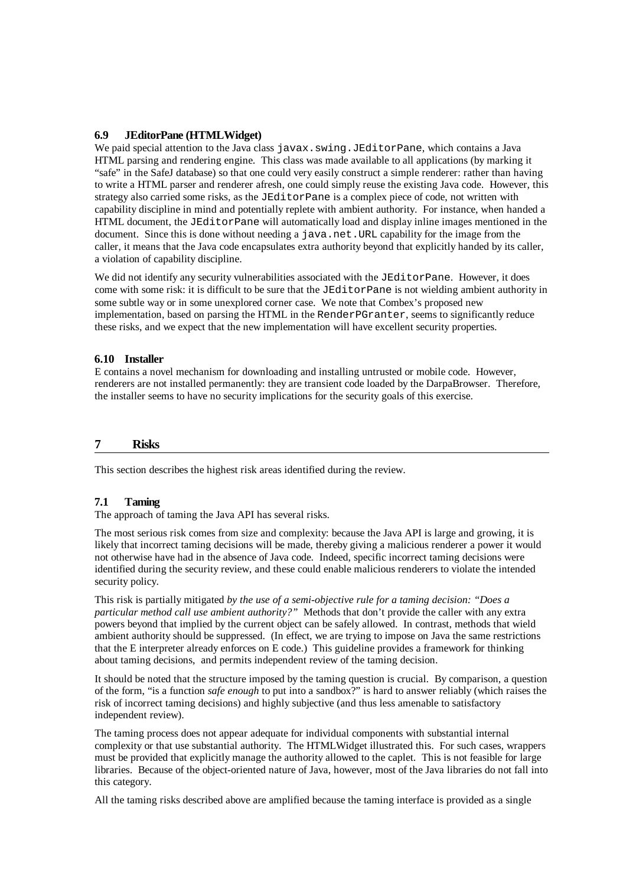### 6.9 JEditorPane (HTMLWidget)

We paid special attention to the Java class `javax.swing.JEditorPane`, which contains a Java HTML parsing and rendering engine. This class was made available to all applications (by marking it "safe" in the SafeJ database) so that one could very easily construct a simple renderer: rather than having to write a HTML parser and renderer afresh, one could simply reuse the existing Java code. However, this strategy also carried some risks, as the `JEditorPane` is a complex piece of code, not written with capability discipline in mind and potentially replete with ambient authority. For instance, when handed a HTML document, the `JEditorPane` will automatically load and display inline images mentioned in the document. Since this is done without needing a `java.net.URL` capability for the image from the caller, it means that the Java code encapsulates extra authority beyond that explicitly handed by its caller, a violation of capability discipline.

We did not identify any security vulnerabilities associated with the `JEditorPane`. However, it does come with some risk: it is difficult to be sure that the `JEditorPane` is not wielding ambient authority in some subtle way or in some unexplored corner case. We note that Combex's proposed new implementation, based on parsing the HTML in the `RenderPGranter`, seems to significantly reduce these risks, and we expect that the new implementation will have excellent security properties.

### 6.10 Installer

E contains a novel mechanism for downloading and installing untrusted or mobile code. However, renderers are not installed permanently: they are transient code loaded by the DarpaBrowser. Therefore, the installer seems to have no security implications for the security goals of this exercise.

## 7 Risks

This section describes the highest risk areas identified during the review.

### 7.1 Taming

The approach of taming the Java API has several risks.

The most serious risk comes from size and complexity: because the Java API is large and growing, it is likely that incorrect taming decisions will be made, thereby giving a malicious renderer a power it would not otherwise have had in the absence of Java code. Indeed, specific incorrect taming decisions were identified during the security review, and these could enable malicious renderers to violate the intended security policy.

This risk is partially mitigated *by the use of a semi-objective rule for a taming decision: "Does a particular method call use ambient authority?"* Methods that don't provide the caller with any extra powers beyond that implied by the current object can be safely allowed. In contrast, methods that wield ambient authority should be suppressed. (In effect, we are trying to impose on Java the same restrictions that the E interpreter already enforces on E code.) This guideline provides a framework for thinking about taming decisions, and permits independent review of the taming decision.

It should be noted that the structure imposed by the taming question is crucial. By comparison, a question of the form, "is a function *safe enough* to put into a sandbox?" is hard to answer reliably (which raises the risk of incorrect taming decisions) and highly subjective (and thus less amenable to satisfactory independent review).

The taming process does not appear adequate for individual components with substantial internal complexity or that use substantial authority. The HTMLWidget illustrated this. For such cases, wrappers must be provided that explicitly manage the authority allowed to the caplet. This is not feasible for large libraries. Because of the object-oriented nature of Java, however, most of the Java libraries do not fall into this category.

All the taming risks described above are amplified because the taming interface is provided as a single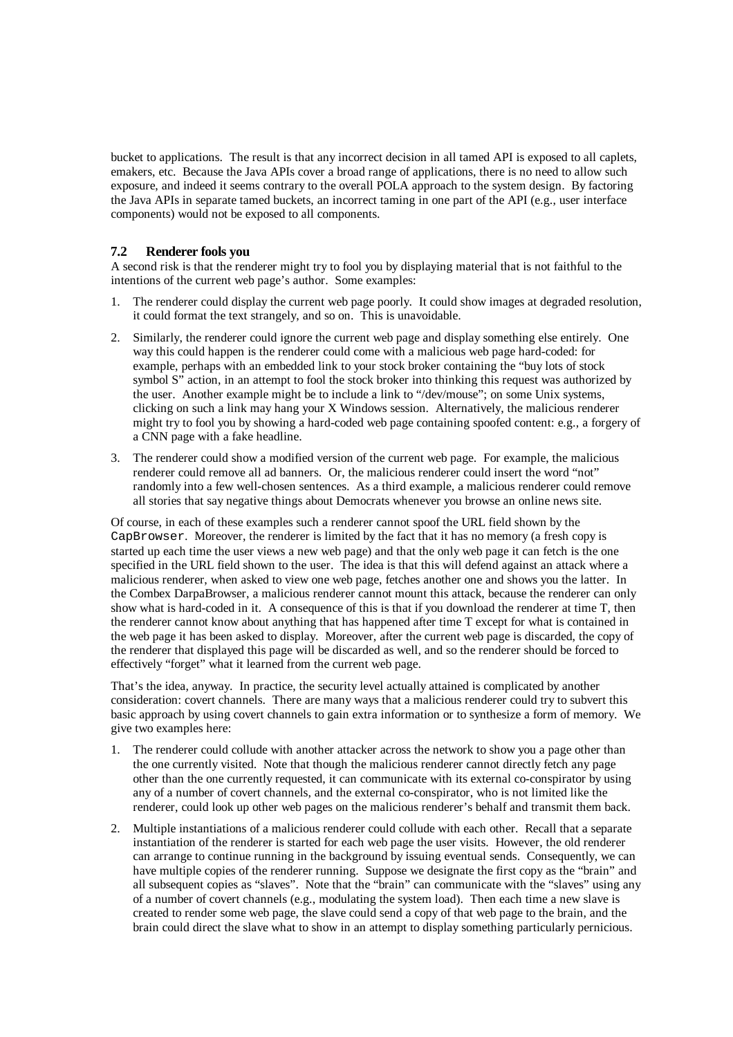bucket to applications. The result is that any incorrect decision in all tamed API is exposed to all caplets, emakers, etc. Because the Java APIs cover a broad range of applications, there is no need to allow such exposure, and indeed it seems contrary to the overall POLA approach to the system design. By factoring the Java APIs in separate tamed buckets, an incorrect taming in one part of the API (e.g., user interface components) would not be exposed to all components.

### 7.2 Renderer fools you

A second risk is that the renderer might try to fool you by displaying material that is not faithful to the intentions of the current web page's author. Some examples:

1. The renderer could display the current web page poorly. It could show images at degraded resolution, it could format the text strangely, and so on. This is unavoidable.
2. Similarly, the renderer could ignore the current web page and display something else entirely. One way this could happen is the renderer could come with a malicious web page hard-coded: for example, perhaps with an embedded link to your stock broker containing the "buy lots of stock symbol S" action, in an attempt to fool the stock broker into thinking this request was authorized by the user. Another example might be to include a link to "/dev/mouse"; on some Unix systems, clicking on such a link may hang your X Windows session. Alternatively, the malicious renderer might try to fool you by showing a hard-coded web page containing spoofed content: e.g., a forgery of a CNN page with a fake headline.
3. The renderer could show a modified version of the current web page. For example, the malicious renderer could remove all ad banners. Or, the malicious renderer could insert the word "not" randomly into a few well-chosen sentences. As a third example, a malicious renderer could remove all stories that say negative things about Democrats whenever you browse an online news site.

Of course, in each of these examples such a renderer cannot spoof the URL field shown by the `CapBrowser`. Moreover, the renderer is limited by the fact that it has no memory (a fresh copy is started up each time the user views a new web page) and that the only web page it can fetch is the one specified in the URL field shown to the user. The idea is that this will defend against an attack where a malicious renderer, when asked to view one web page, fetches another one and shows you the latter. In the Combex DarpaBrowser, a malicious renderer cannot mount this attack, because the renderer can only show what is hard-coded in it. A consequence of this is that if you download the renderer at time T, then the renderer cannot know about anything that has happened after time T except for what is contained in the web page it has been asked to display. Moreover, after the current web page is discarded, the copy of the renderer that displayed this page will be discarded as well, and so the renderer should be forced to effectively "forget" what it learned from the current web page.

That's the idea, anyway. In practice, the security level actually attained is complicated by another consideration: covert channels. There are many ways that a malicious renderer could try to subvert this basic approach by using covert channels to gain extra information or to synthesize a form of memory. We give two examples here:

1. The renderer could collude with another attacker across the network to show you a page other than the one currently visited. Note that though the malicious renderer cannot directly fetch any page other than the one currently requested, it can communicate with its external co-conspirator by using any of a number of covert channels, and the external co-conspirator, who is not limited like the renderer, could look up other web pages on the malicious renderer's behalf and transmit them back.
2. Multiple instantiations of a malicious renderer could collude with each other. Recall that a separate instantiation of the renderer is started for each web page the user visits. However, the old renderer can arrange to continue running in the background by issuing eventual sends. Consequently, we can have multiple copies of the renderer running. Suppose we designate the first copy as the "brain" and all subsequent copies as "slaves". Note that the "brain" can communicate with the "slaves" using any of a number of covert channels (e.g., modulating the system load). Then each time a new slave is created to render some web page, the slave could send a copy of that web page to the brain, and the brain could direct the slave what to show in an attempt to display something particularly pernicious.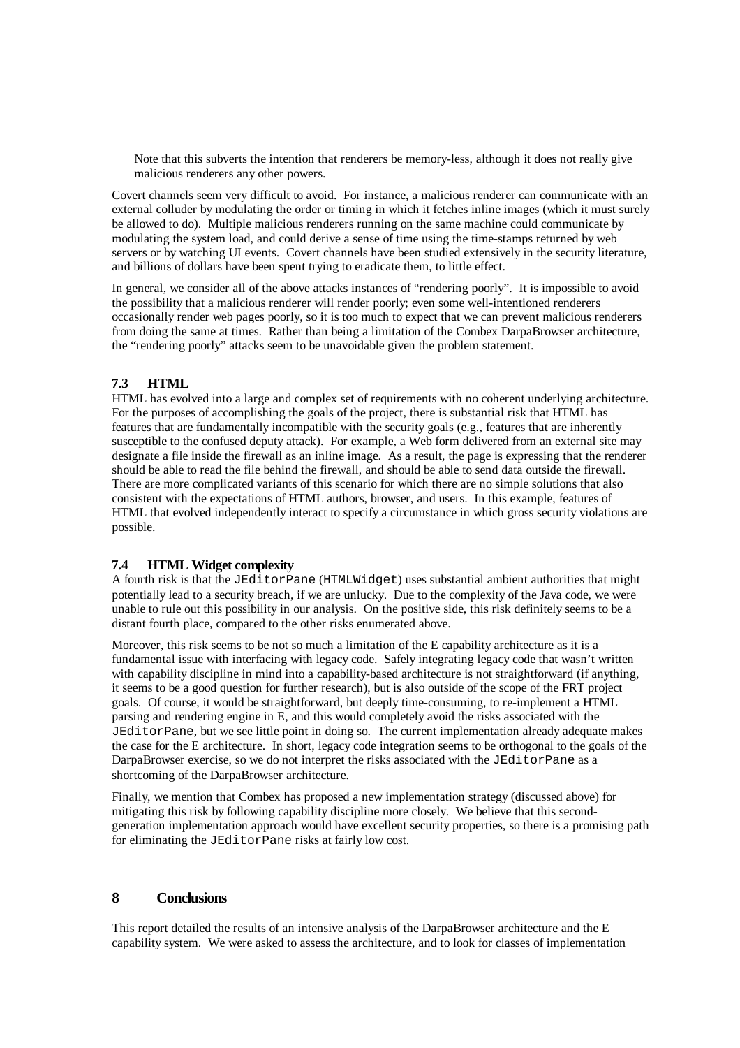Note that this subverts the intention that renderers be memory-less, although it does not really give malicious renderers any other powers.

Covert channels seem very difficult to avoid. For instance, a malicious renderer can communicate with an external colluder by modulating the order or timing in which it fetches inline images (which it must surely be allowed to do). Multiple malicious renderers running on the same machine could communicate by modulating the system load, and could derive a sense of time using the time-stamps returned by web servers or by watching UI events. Covert channels have been studied extensively in the security literature, and billions of dollars have been spent trying to eradicate them, to little effect.

In general, we consider all of the above attacks instances of "rendering poorly". It is impossible to avoid the possibility that a malicious renderer will render poorly; even some well-intentioned renderers occasionally render web pages poorly, so it is too much to expect that we can prevent malicious renderers from doing the same at times. Rather than being a limitation of the Combex DarpaBrowser architecture, the "rendering poorly" attacks seem to be unavoidable given the problem statement.

### 7.3 HTML

HTML has evolved into a large and complex set of requirements with no coherent underlying architecture. For the purposes of accomplishing the goals of the project, there is substantial risk that HTML has features that are fundamentally incompatible with the security goals (e.g., features that are inherently susceptible to the confused deputy attack). For example, a Web form delivered from an external site may designate a file inside the firewall as an inline image. As a result, the page is expressing that the renderer should be able to read the file behind the firewall, and should be able to send data outside the firewall. There are more complicated variants of this scenario for which there are no simple solutions that also consistent with the expectations of HTML authors, browser, and users. In this example, features of HTML that evolved independently interact to specify a circumstance in which gross security violations are possible.

### 7.4 HTML Widget complexity

A fourth risk is that the `JEditorPane` (`HTMLWidget`) uses substantial ambient authorities that might potentially lead to a security breach, if we are unlucky. Due to the complexity of the Java code, we were unable to rule out this possibility in our analysis. On the positive side, this risk definitely seems to be a distant fourth place, compared to the other risks enumerated above.

Moreover, this risk seems to be not so much a limitation of the E capability architecture as it is a fundamental issue with interfacing with legacy code. Safely integrating legacy code that wasn't written with capability discipline in mind into a capability-based architecture is not straightforward (if anything, it seems to be a good question for further research), but is also outside of the scope of the FRT project goals. Of course, it would be straightforward, but deeply time-consuming, to re-implement a HTML parsing and rendering engine in E, and this would completely avoid the risks associated with the `JEditorPane`, but we see little point in doing so. The current implementation already adequate makes the case for the E architecture. In short, legacy code integration seems to be orthogonal to the goals of the DarpaBrowser exercise, so we do not interpret the risks associated with the `JEditorPane` as a shortcoming of the DarpaBrowser architecture.

Finally, we mention that Combex has proposed a new implementation strategy (discussed above) for mitigating this risk by following capability discipline more closely. We believe that this second-generation implementation approach would have excellent security properties, so there is a promising path for eliminating the `JEditorPane` risks at fairly low cost.

## 8 Conclusions

This report detailed the results of an intensive analysis of the DarpaBrowser architecture and the E capability system. We were asked to assess the architecture, and to look for classes of implementation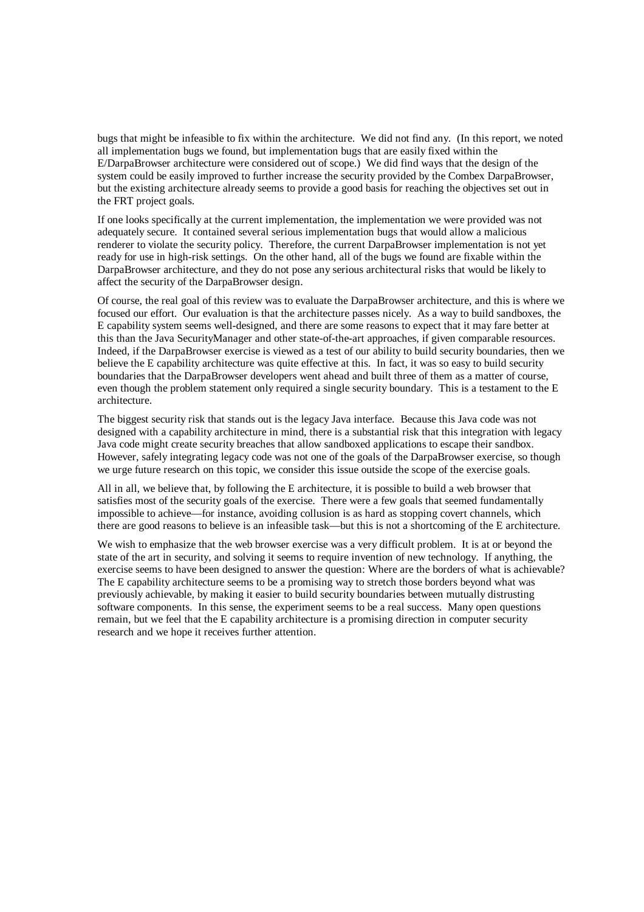bugs that might be infeasible to fix within the architecture. We did not find any. (In this report, we noted all implementation bugs we found, but implementation bugs that are easily fixed within the E/DarpaBrowser architecture were considered out of scope.) We did find ways that the design of the system could be easily improved to further increase the security provided by the Combex DarpaBrowser, but the existing architecture already seems to provide a good basis for reaching the objectives set out in the FRT project goals.

If one looks specifically at the current implementation, the implementation we were provided was not adequately secure. It contained several serious implementation bugs that would allow a malicious renderer to violate the security policy. Therefore, the current DarpaBrowser implementation is not yet ready for use in high-risk settings. On the other hand, all of the bugs we found are fixable within the DarpaBrowser architecture, and they do not pose any serious architectural risks that would be likely to affect the security of the DarpaBrowser design.

Of course, the real goal of this review was to evaluate the DarpaBrowser architecture, and this is where we focused our effort. Our evaluation is that the architecture passes nicely. As a way to build sandboxes, the E capability system seems well-designed, and there are some reasons to expect that it may fare better at this than the Java SecurityManager and other state-of-the-art approaches, if given comparable resources. Indeed, if the DarpaBrowser exercise is viewed as a test of our ability to build security boundaries, then we believe the E capability architecture was quite effective at this. In fact, it was so easy to build security boundaries that the DarpaBrowser developers went ahead and built three of them as a matter of course, even though the problem statement only required a single security boundary. This is a testament to the E architecture.

The biggest security risk that stands out is the legacy Java interface. Because this Java code was not designed with a capability architecture in mind, there is a substantial risk that this integration with legacy Java code might create security breaches that allow sandboxed applications to escape their sandbox. However, safely integrating legacy code was not one of the goals of the DarpaBrowser exercise, so though we urge future research on this topic, we consider this issue outside the scope of the exercise goals.

All in all, we believe that, by following the E architecture, it is possible to build a web browser that satisfies most of the security goals of the exercise. There were a few goals that seemed fundamentally impossible to achieve—for instance, avoiding collusion is as hard as stopping covert channels, which there are good reasons to believe is an infeasible task—but this is not a shortcoming of the E architecture.

We wish to emphasize that the web browser exercise was a very difficult problem. It is at or beyond the state of the art in security, and solving it seems to require invention of new technology. If anything, the exercise seems to have been designed to answer the question: Where are the borders of what is achievable? The E capability architecture seems to be a promising way to stretch those borders beyond what was previously achievable, by making it easier to build security boundaries between mutually distrusting software components. In this sense, the experiment seems to be a real success. Many open questions remain, but we feel that the E capability architecture is a promising direction in computer security research and we hope it receives further attention.